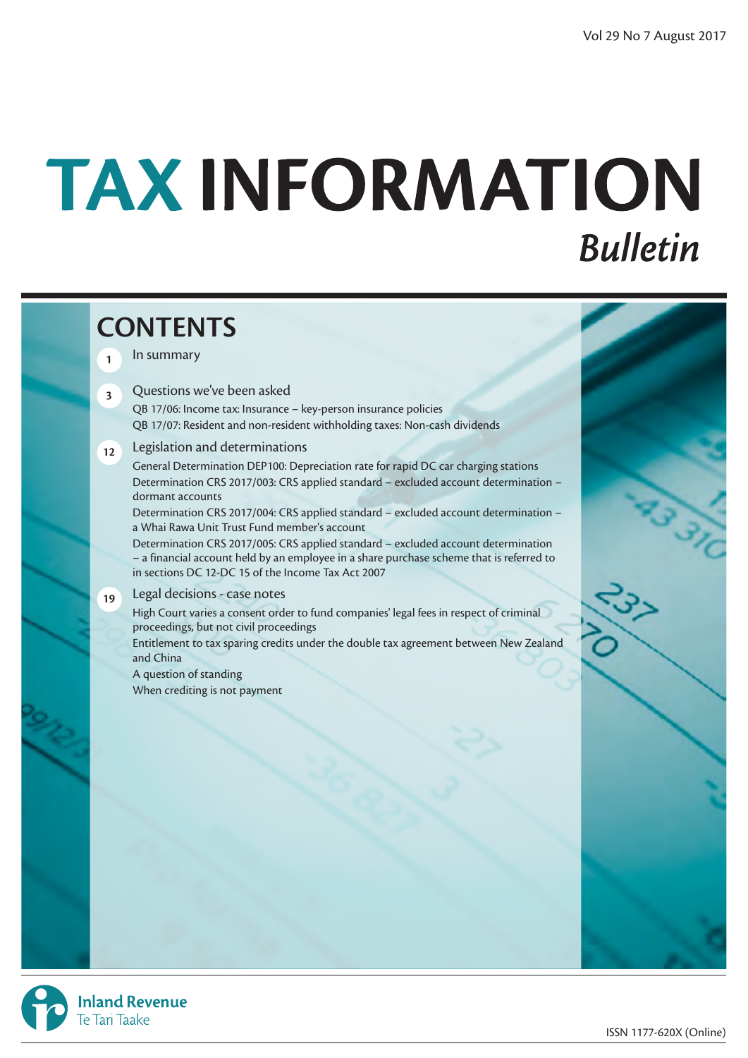Vol 29 No 7 August 2017

# TAX INFORMATION *Bulletin*

## CONTENTS

**1** In summary

**3** Questions we've been asked

QB 17/06: Income tax: Insurance – key-person insurance policies

QB 17/07: Resident and non-resident withholding taxes: Non-cash dividends

**12** Legislation and determinations

General Determination DEP100: Depreciation rate for rapid DC car charging stations

Determination CRS 2017/003: CRS applied standard – excluded account determination – dormant accounts

Determination CRS 2017/004: CRS applied standard – excluded account determination – a Whai Rawa Unit Trust Fund member's account

Determination CRS 2017/005: CRS applied standard – excluded account determination – a financial account held by an employee in a share purchase scheme that is referred to in sections DC 12-DC 15 of the Income Tax Act 2007

**19** Legal decisions - case notes

High Court varies a consent order to fund companies' legal fees in respect of criminal proceedings, but not civil proceedings

Entitlement to tax sparing credits under the double tax agreement between New Zealand and China

A question of standing

When crediting is not payment

Inland Revenue
Te Tari Taake

ISSN 1177-620X (Online)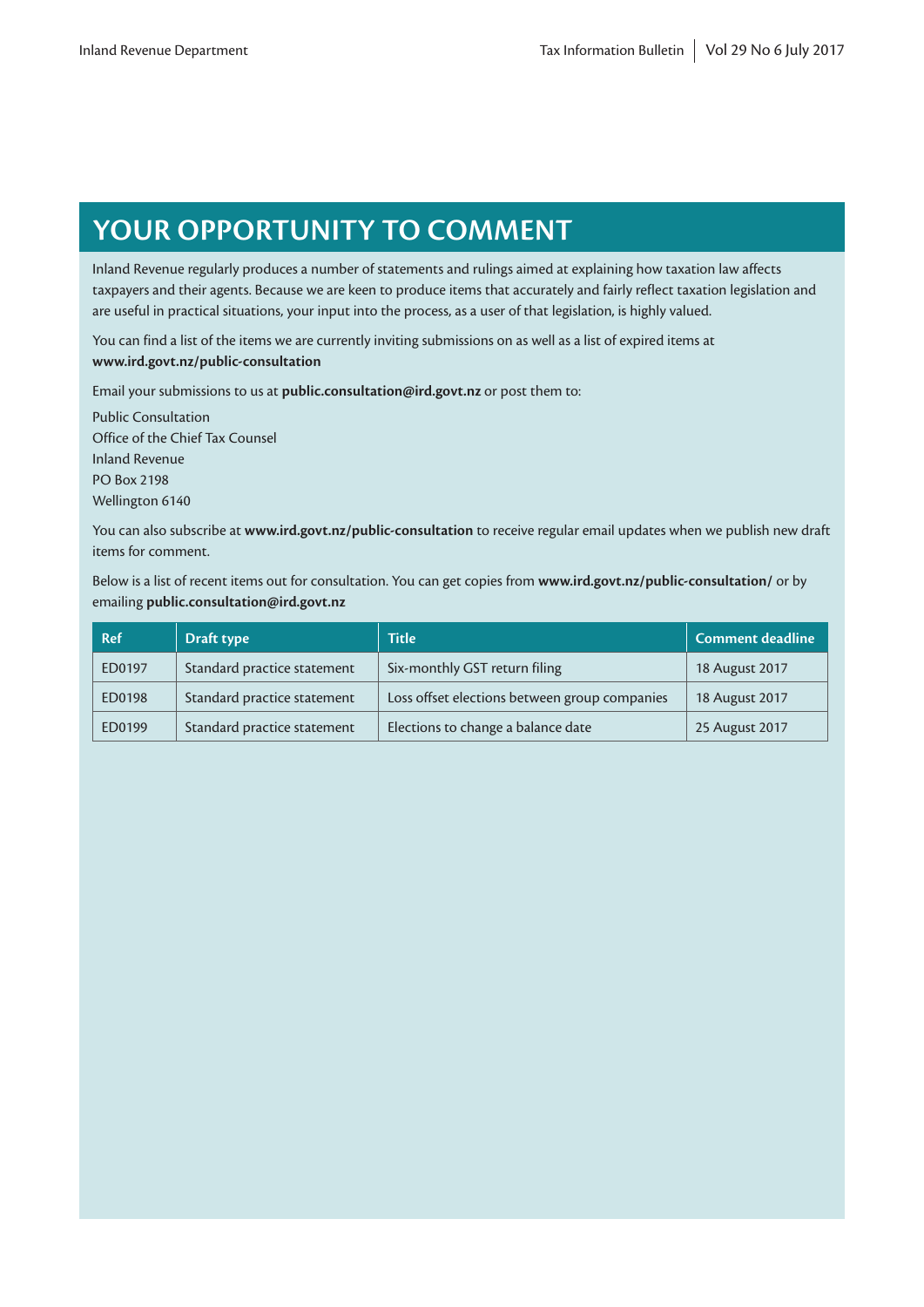# YOUR OPPORTUNITY TO COMMENT

Inland Revenue regularly produces a number of statements and rulings aimed at explaining how taxation law affects taxpayers and their agents. Because we are keen to produce items that accurately and fairly reflect taxation legislation and are useful in practical situations, your input into the process, as a user of that legislation, is highly valued.

You can find a list of the items we are currently inviting submissions on as well as a list of expired items at **www.ird.govt.nz/public-consultation**

Email your submissions to us at **public.consultation@ird.govt.nz** or post them to:

Public Consultation
Office of the Chief Tax Counsel
Inland Revenue
PO Box 2198
Wellington 6140

You can also subscribe at **www.ird.govt.nz/public-consultation** to receive regular email updates when we publish new draft items for comment.

Below is a list of recent items out for consultation. You can get copies from **www.ird.govt.nz/public-consultation/** or by emailing **public.consultation@ird.govt.nz**

| Ref | Draft type | Title | Comment deadline |
|---|---|---|---|
| ED0197 | Standard practice statement | Six-monthly GST return filing | 18 August 2017 |
| ED0198 | Standard practice statement | Loss offset elections between group companies | 18 August 2017 |
| ED0199 | Standard practice statement | Elections to change a balance date | 25 August 2017 |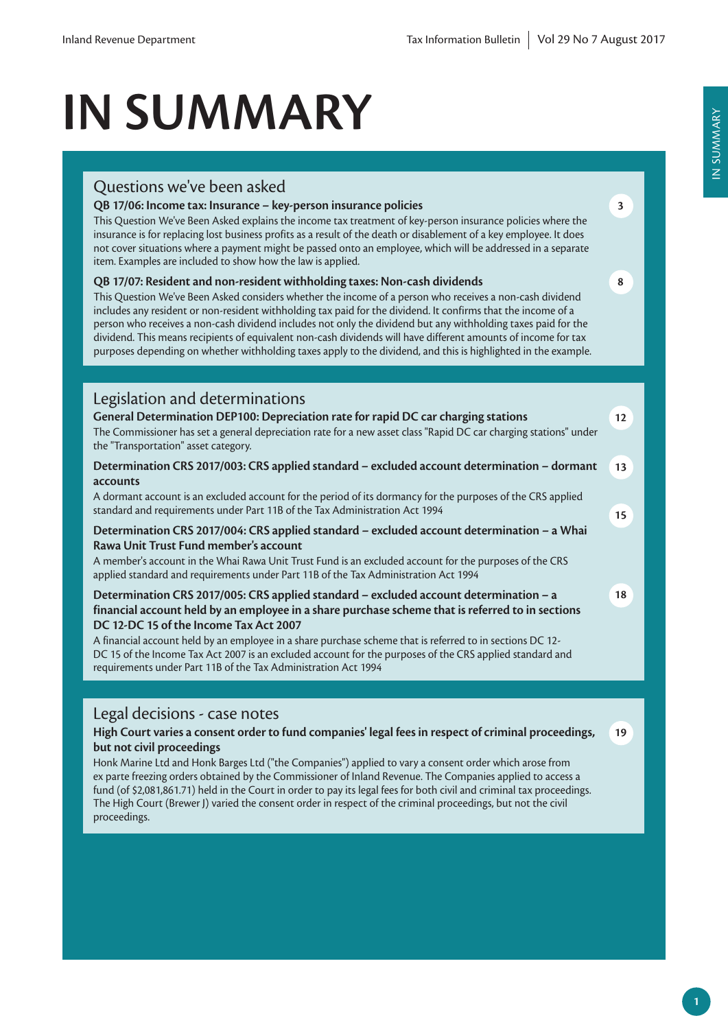# IN SUMMARY

## Questions we've been asked

**QB 17/06: Income tax: Insurance – key-person insurance policies** 3

This Question We've Been Asked explains the income tax treatment of key-person insurance policies where the insurance is for replacing lost business profits as a result of the death or disablement of a key employee. It does not cover situations where a payment might be passed onto an employee, which will be addressed in a separate item. Examples are included to show how the law is applied.

**QB 17/07: Resident and non-resident withholding taxes: Non-cash dividends** 8

This Question We've Been Asked considers whether the income of a person who receives a non-cash dividend includes any resident or non-resident withholding tax paid for the dividend. It confirms that the income of a person who receives a non-cash dividend includes not only the dividend but any withholding taxes paid for the dividend. This means recipients of equivalent non-cash dividends will have different amounts of income for tax purposes depending on whether withholding taxes apply to the dividend, and this is highlighted in the example.

## Legislation and determinations

**General Determination DEP100: Depreciation rate for rapid DC car charging stations** 12

The Commissioner has set a general depreciation rate for a new asset class "Rapid DC car charging stations" under the "Transportation" asset category.

**Determination CRS 2017/003: CRS applied standard – excluded account determination – dormant accounts** 13

A dormant account is an excluded account for the period of its dormancy for the purposes of the CRS applied standard and requirements under Part 11B of the Tax Administration Act 1994

**Determination CRS 2017/004: CRS applied standard – excluded account determination – a Whai Rawa Unit Trust Fund member's account** 15

A member's account in the Whai Rawa Unit Trust Fund is an excluded account for the purposes of the CRS applied standard and requirements under Part 11B of the Tax Administration Act 1994

**Determination CRS 2017/005: CRS applied standard – excluded account determination – a financial account held by an employee in a share purchase scheme that is referred to in sections DC 12-DC 15 of the Income Tax Act 2007** 18

A financial account held by an employee in a share purchase scheme that is referred to in sections DC 12-DC 15 of the Income Tax Act 2007 is an excluded account for the purposes of the CRS applied standard and requirements under Part 11B of the Tax Administration Act 1994

## Legal decisions - case notes

**High Court varies a consent order to fund companies' legal fees in respect of criminal proceedings, but not civil proceedings** 19

Honk Marine Ltd and Honk Barges Ltd ("the Companies") applied to vary a consent order which arose from ex parte freezing orders obtained by the Commissioner of Inland Revenue. The Companies applied to access a fund (of $2,081,861.71) held in the Court in order to pay its legal fees for both civil and criminal tax proceedings. The High Court (Brewer J) varied the consent order in respect of the criminal proceedings, but not the civil proceedings.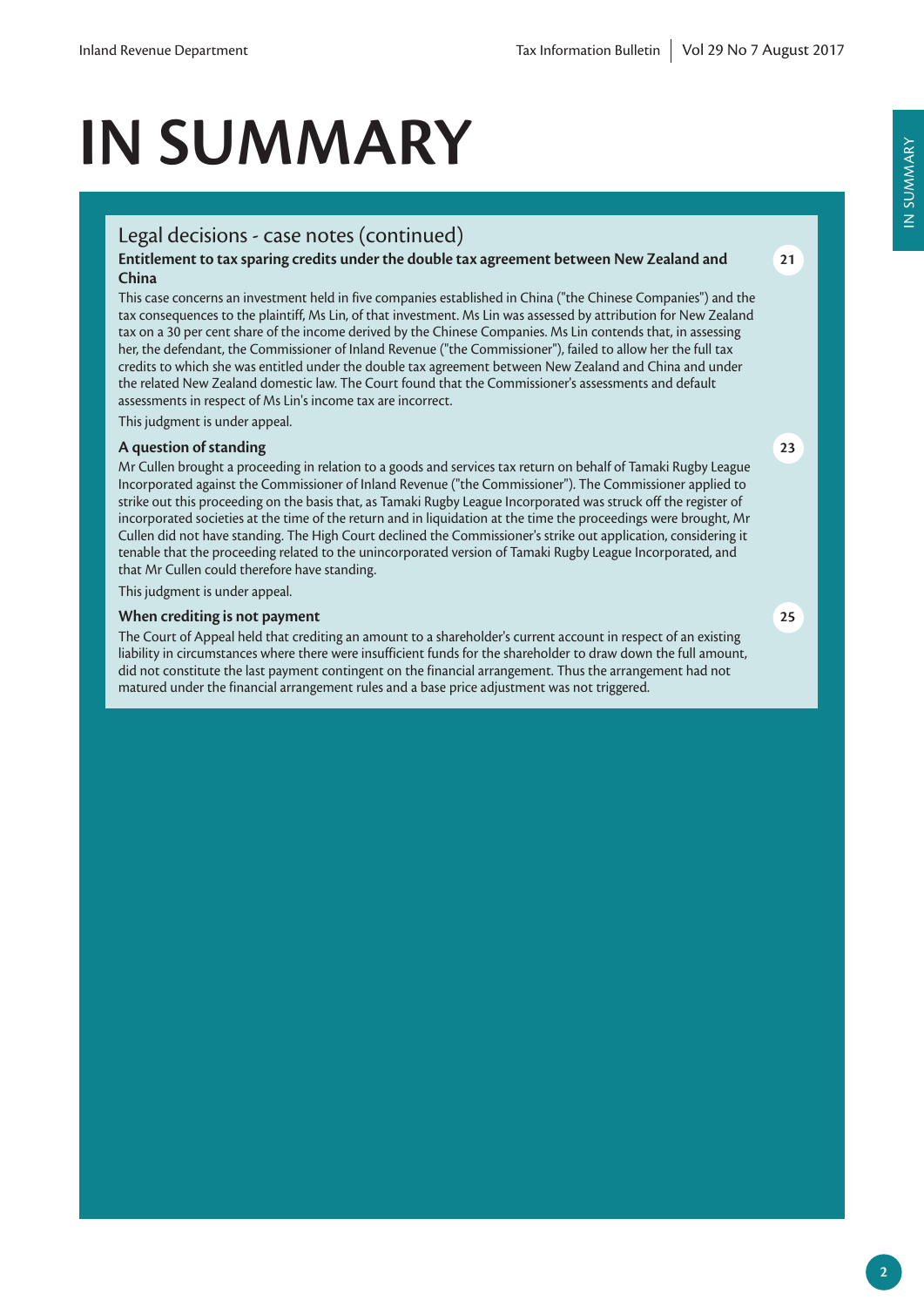# IN SUMMARY

## Legal decisions - case notes (continued)

**Entitlement to tax sparing credits under the double tax agreement between New Zealand and China** — 21

This case concerns an investment held in five companies established in China ("the Chinese Companies") and the tax consequences to the plaintiff, Ms Lin, of that investment. Ms Lin was assessed by attribution for New Zealand tax on a 30 per cent share of the income derived by the Chinese Companies. Ms Lin contends that, in assessing her, the defendant, the Commissioner of Inland Revenue ("the Commissioner"), failed to allow her the full tax credits to which she was entitled under the double tax agreement between New Zealand and China and under the related New Zealand domestic law. The Court found that the Commissioner's assessments and default assessments in respect of Ms Lin's income tax are incorrect.

This judgment is under appeal.

**A question of standing** — 23

Mr Cullen brought a proceeding in relation to a goods and services tax return on behalf of Tamaki Rugby League Incorporated against the Commissioner of Inland Revenue ("the Commissioner"). The Commissioner applied to strike out this proceeding on the basis that, as Tamaki Rugby League Incorporated was struck off the register of incorporated societies at the time of the return and in liquidation at the time the proceedings were brought, Mr Cullen did not have standing. The High Court declined the Commissioner's strike out application, considering it tenable that the proceeding related to the unincorporated version of Tamaki Rugby League Incorporated, and that Mr Cullen could therefore have standing.

This judgment is under appeal.

**When crediting is not payment** — 25

The Court of Appeal held that crediting an amount to a shareholder's current account in respect of an existing liability in circumstances where there were insufficient funds for the shareholder to draw down the full amount, did not constitute the last payment contingent on the financial arrangement. Thus the arrangement had not matured under the financial arrangement rules and a base price adjustment was not triggered.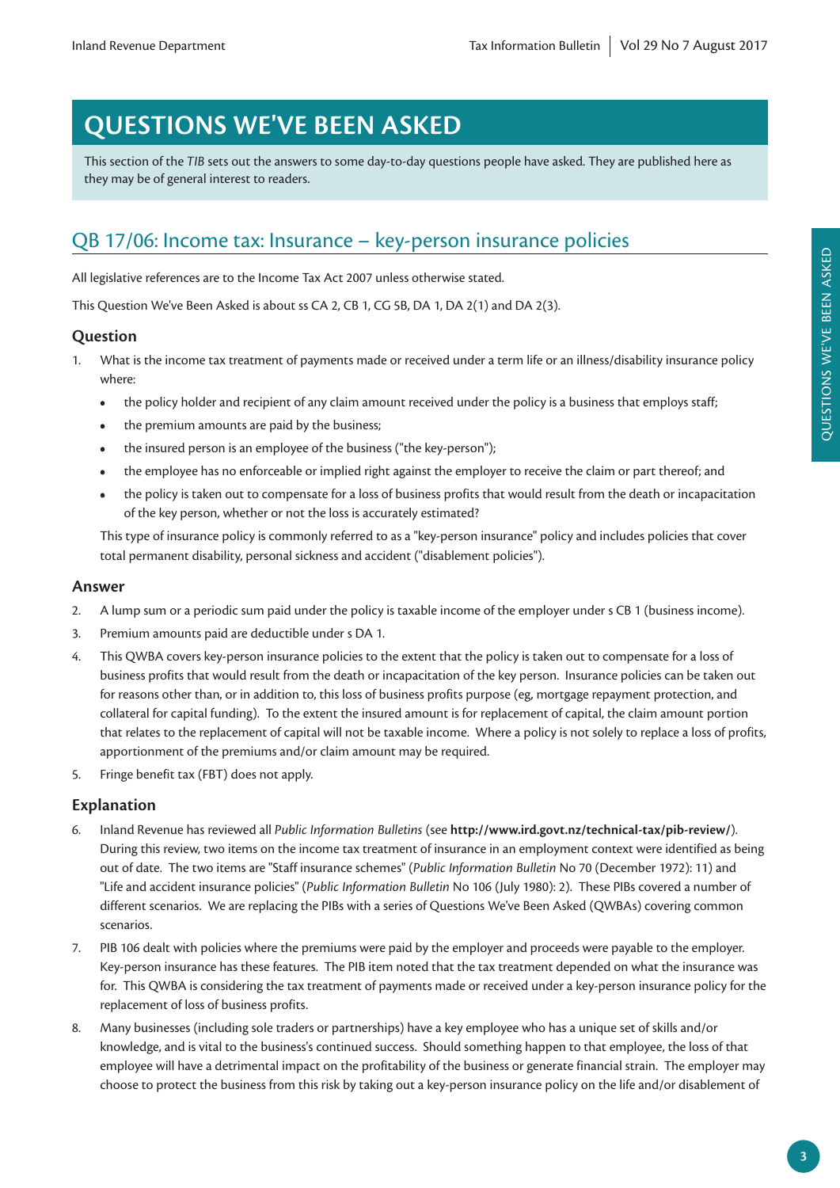# QUESTIONS WE'VE BEEN ASKED

This section of the *TIB* sets out the answers to some day-to-day questions people have asked. They are published here as they may be of general interest to readers.

## QB 17/06: Income tax: Insurance – key-person insurance policies

All legislative references are to the Income Tax Act 2007 unless otherwise stated.

This Question We've Been Asked is about ss CA 2, CB 1, CG 5B, DA 1, DA 2(1) and DA 2(3).

### Question

1. What is the income tax treatment of payments made or received under a term life or an illness/disability insurance policy where:
   - the policy holder and recipient of any claim amount received under the policy is a business that employs staff;
   - the premium amounts are paid by the business;
   - the insured person is an employee of the business ("the key-person");
   - the employee has no enforceable or implied right against the employer to receive the claim or part thereof; and
   - the policy is taken out to compensate for a loss of business profits that would result from the death or incapacitation of the key person, whether or not the loss is accurately estimated?

   This type of insurance policy is commonly referred to as a "key-person insurance" policy and includes policies that cover total permanent disability, personal sickness and accident ("disablement policies").

### Answer

2. A lump sum or a periodic sum paid under the policy is taxable income of the employer under s CB 1 (business income).
3. Premium amounts paid are deductible under s DA 1.
4. This QWBA covers key-person insurance policies to the extent that the policy is taken out to compensate for a loss of business profits that would result from the death or incapacitation of the key person. Insurance policies can be taken out for reasons other than, or in addition to, this loss of business profits purpose (eg, mortgage repayment protection, and collateral for capital funding). To the extent the insured amount is for replacement of capital, the claim amount portion that relates to the replacement of capital will not be taxable income. Where a policy is not solely to replace a loss of profits, apportionment of the premiums and/or claim amount may be required.
5. Fringe benefit tax (FBT) does not apply.

### Explanation

6. Inland Revenue has reviewed all *Public Information Bulletins* (see **http://www.ird.govt.nz/technical-tax/pib-review/**). During this review, two items on the income tax treatment of insurance in an employment context were identified as being out of date. The two items are "Staff insurance schemes" (*Public Information Bulletin* No 70 (December 1972): 11) and "Life and accident insurance policies" (*Public Information Bulletin* No 106 (July 1980): 2). These PIBs covered a number of different scenarios. We are replacing the PIBs with a series of Questions We've Been Asked (QWBAs) covering common scenarios.
7. PIB 106 dealt with policies where the premiums were paid by the employer and proceeds were payable to the employer. Key-person insurance has these features. The PIB item noted that the tax treatment depended on what the insurance was for. This QWBA is considering the tax treatment of payments made or received under a key-person insurance policy for the replacement of loss of business profits.
8. Many businesses (including sole traders or partnerships) have a key employee who has a unique set of skills and/or knowledge, and is vital to the business's continued success. Should something happen to that employee, the loss of that employee will have a detrimental impact on the profitability of the business or generate financial strain. The employer may choose to protect the business from this risk by taking out a key-person insurance policy on the life and/or disablement of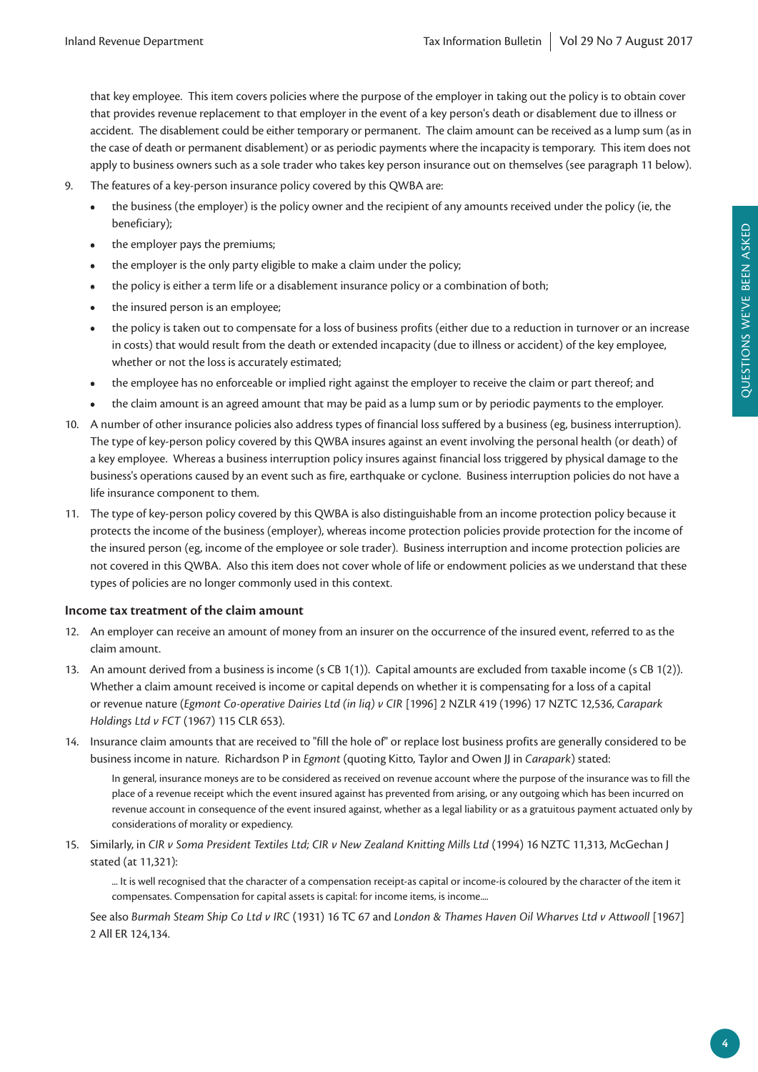that key employee. This item covers policies where the purpose of the employer in taking out the policy is to obtain cover that provides revenue replacement to that employer in the event of a key person's death or disablement due to illness or accident. The disablement could be either temporary or permanent. The claim amount can be received as a lump sum (as in the case of death or permanent disablement) or as periodic payments where the incapacity is temporary. This item does not apply to business owners such as a sole trader who takes key person insurance out on themselves (see paragraph 11 below).

9. The features of a key-person insurance policy covered by this QWBA are:
   - the business (the employer) is the policy owner and the recipient of any amounts received under the policy (ie, the beneficiary);
   - the employer pays the premiums;
   - the employer is the only party eligible to make a claim under the policy;
   - the policy is either a term life or a disablement insurance policy or a combination of both;
   - the insured person is an employee;
   - the policy is taken out to compensate for a loss of business profits (either due to a reduction in turnover or an increase in costs) that would result from the death or extended incapacity (due to illness or accident) of the key employee, whether or not the loss is accurately estimated;
   - the employee has no enforceable or implied right against the employer to receive the claim or part thereof; and
   - the claim amount is an agreed amount that may be paid as a lump sum or by periodic payments to the employer.

10. A number of other insurance policies also address types of financial loss suffered by a business (eg, business interruption). The type of key-person policy covered by this QWBA insures against an event involving the personal health (or death) of a key employee. Whereas a business interruption policy insures against financial loss triggered by physical damage to the business's operations caused by an event such as fire, earthquake or cyclone. Business interruption policies do not have a life insurance component to them.

11. The type of key-person policy covered by this QWBA is also distinguishable from an income protection policy because it protects the income of the business (employer), whereas income protection policies provide protection for the income of the insured person (eg, income of the employee or sole trader). Business interruption and income protection policies are not covered in this QWBA. Also this item does not cover whole of life or endowment policies as we understand that these types of policies are no longer commonly used in this context.

### Income tax treatment of the claim amount

12. An employer can receive an amount of money from an insurer on the occurrence of the insured event, referred to as the claim amount.

13. An amount derived from a business is income (s CB 1(1)). Capital amounts are excluded from taxable income (s CB 1(2)). Whether a claim amount received is income or capital depends on whether it is compensating for a loss of a capital or revenue nature (*Egmont Co-operative Dairies Ltd (in liq) v CIR* [1996] 2 NZLR 419 (1996) 17 NZTC 12,536, *Carapark Holdings Ltd v FCT* (1967) 115 CLR 653).

14. Insurance claim amounts that are received to "fill the hole of" or replace lost business profits are generally considered to be business income in nature. Richardson P in *Egmont* (quoting Kitto, Taylor and Owen JJ in *Carapark*) stated:

> In general, insurance moneys are to be considered as received on revenue account where the purpose of the insurance was to fill the place of a revenue receipt which the event insured against has prevented from arising, or any outgoing which has been incurred on revenue account in consequence of the event insured against, whether as a legal liability or as a gratuitous payment actuated only by considerations of morality or expediency.

15. Similarly, in *CIR v Soma President Textiles Ltd; CIR v New Zealand Knitting Mills Ltd* (1994) 16 NZTC 11,313, McGechan J stated (at 11,321):

> ... It is well recognised that the character of a compensation receipt-as capital or income-is coloured by the character of the item it compensates. Compensation for capital assets is capital: for income items, is income....

See also *Burmah Steam Ship Co Ltd v IRC* (1931) 16 TC 67 and *London & Thames Haven Oil Wharves Ltd v Attwooll* [1967] 2 All ER 124,134.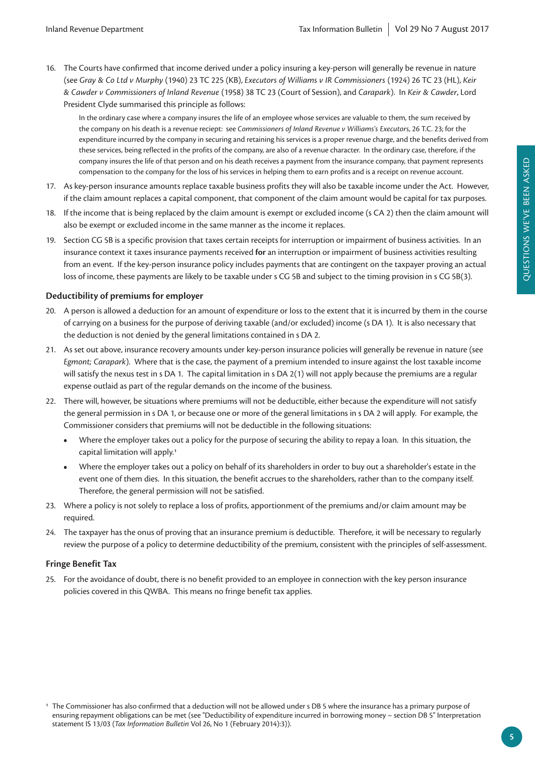16. The Courts have confirmed that income derived under a policy insuring a key-person will generally be revenue in nature (see *Gray & Co Ltd v Murphy* (1940) 23 TC 225 (KB), *Executors of Williams v IR Commissioners* (1924) 26 TC 23 (HL), *Keir & Cawder v Commissioners of Inland Revenue* (1958) 38 TC 23 (Court of Session), and *Carapark*). In *Keir & Cawder*, Lord President Clyde summarised this principle as follows:

> In the ordinary case where a company insures the life of an employee whose services are valuable to them, the sum received by the company on his death is a revenue reciept: see *Commissioners of Inland Revenue v Williams's Executors*, 26 T.C. 23; for the expenditure incurred by the company in securing and retaining his services is a proper revenue charge, and the benefits derived from these services, being reflected in the profits of the company, are also of a revenue character. In the ordinary case, therefore, if the company insures the life of that person and on his death receives a payment from the insurance company, that payment represents compensation to the company for the loss of his services in helping them to earn profits and is a receipt on revenue account.

17. As key-person insurance amounts replace taxable business profits they will also be taxable income under the Act. However, if the claim amount replaces a capital component, that component of the claim amount would be capital for tax purposes.

18. If the income that is being replaced by the claim amount is exempt or excluded income (s CA 2) then the claim amount will also be exempt or excluded income in the same manner as the income it replaces.

19. Section CG 5B is a specific provision that taxes certain receipts for interruption or impairment of business activities. In an insurance context it taxes insurance payments received **for** an interruption or impairment of business activities resulting from an event. If the key-person insurance policy includes payments that are contingent on the taxpayer proving an actual loss of income, these payments are likely to be taxable under s CG 5B and subject to the timing provision in s CG 5B(3).

### Deductibility of premiums for employer

20. A person is allowed a deduction for an amount of expenditure or loss to the extent that it is incurred by them in the course of carrying on a business for the purpose of deriving taxable (and/or excluded) income (s DA 1). It is also necessary that the deduction is not denied by the general limitations contained in s DA 2.

21. As set out above, insurance recovery amounts under key-person insurance policies will generally be revenue in nature (see *Egmont*; *Carapark*). Where that is the case, the payment of a premium intended to insure against the lost taxable income will satisfy the nexus test in s DA 1. The capital limitation in s DA 2(1) will not apply because the premiums are a regular expense outlaid as part of the regular demands on the income of the business.

22. There will, however, be situations where premiums will not be deductible, either because the expenditure will not satisfy the general permission in s DA 1, or because one or more of the general limitations in s DA 2 will apply. For example, the Commissioner considers that premiums will not be deductible in the following situations:
    - Where the employer takes out a policy for the purpose of securing the ability to repay a loan. In this situation, the capital limitation will apply.[1]
    - Where the employer takes out a policy on behalf of its shareholders in order to buy out a shareholder's estate in the event one of them dies. In this situation, the benefit accrues to the shareholders, rather than to the company itself. Therefore, the general permission will not be satisfied.

23. Where a policy is not solely to replace a loss of profits, apportionment of the premiums and/or claim amount may be required.

24. The taxpayer has the onus of proving that an insurance premium is deductible. Therefore, it will be necessary to regularly review the purpose of a policy to determine deductibility of the premium, consistent with the principles of self-assessment.

### Fringe Benefit Tax

25. For the avoidance of doubt, there is no benefit provided to an employee in connection with the key person insurance policies covered in this QWBA. This means no fringe benefit tax applies.

---

[1] The Commissioner has also confirmed that a deduction will not be allowed under s DB 5 where the insurance has a primary purpose of ensuring repayment obligations can be met (see "Deductibility of expenditure incurred in borrowing money – section DB 5" Interpretation statement IS 13/03 (*Tax Information Bulletin* Vol 26, No 1 (February 2014):3)).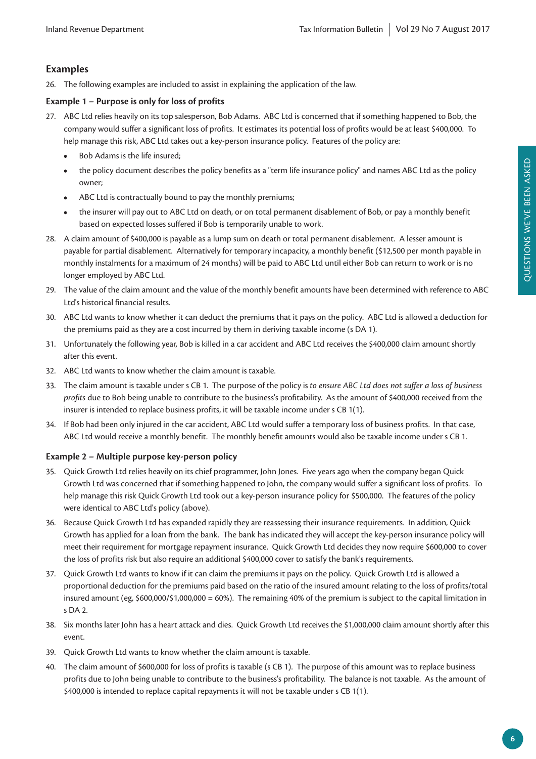## Examples

26. The following examples are included to assist in explaining the application of the law.

### Example 1 – Purpose is only for loss of profits

27. ABC Ltd relies heavily on its top salesperson, Bob Adams. ABC Ltd is concerned that if something happened to Bob, the company would suffer a significant loss of profits. It estimates its potential loss of profits would be at least $400,000. To help manage this risk, ABC Ltd takes out a key-person insurance policy. Features of the policy are:
    - Bob Adams is the life insured;
    - the policy document describes the policy benefits as a "term life insurance policy" and names ABC Ltd as the policy owner;
    - ABC Ltd is contractually bound to pay the monthly premiums;
    - the insurer will pay out to ABC Ltd on death, or on total permanent disablement of Bob, or pay a monthly benefit based on expected losses suffered if Bob is temporarily unable to work.
28. A claim amount of $400,000 is payable as a lump sum on death or total permanent disablement. A lesser amount is payable for partial disablement. Alternatively for temporary incapacity, a monthly benefit ($12,500 per month payable in monthly instalments for a maximum of 24 months) will be paid to ABC Ltd until either Bob can return to work or is no longer employed by ABC Ltd.
29. The value of the claim amount and the value of the monthly benefit amounts have been determined with reference to ABC Ltd's historical financial results.
30. ABC Ltd wants to know whether it can deduct the premiums that it pays on the policy. ABC Ltd is allowed a deduction for the premiums paid as they are a cost incurred by them in deriving taxable income (s DA 1).
31. Unfortunately the following year, Bob is killed in a car accident and ABC Ltd receives the $400,000 claim amount shortly after this event.
32. ABC Ltd wants to know whether the claim amount is taxable.
33. The claim amount is taxable under s CB 1. The purpose of the policy is *to ensure ABC Ltd does not suffer a loss of business profits* due to Bob being unable to contribute to the business's profitability. As the amount of $400,000 received from the insurer is intended to replace business profits, it will be taxable income under s CB 1(1).
34. If Bob had been only injured in the car accident, ABC Ltd would suffer a temporary loss of business profits. In that case, ABC Ltd would receive a monthly benefit. The monthly benefit amounts would also be taxable income under s CB 1.

### Example 2 – Multiple purpose key-person policy

35. Quick Growth Ltd relies heavily on its chief programmer, John Jones. Five years ago when the company began Quick Growth Ltd was concerned that if something happened to John, the company would suffer a significant loss of profits. To help manage this risk Quick Growth Ltd took out a key-person insurance policy for $500,000. The features of the policy were identical to ABC Ltd's policy (above).
36. Because Quick Growth Ltd has expanded rapidly they are reassessing their insurance requirements. In addition, Quick Growth has applied for a loan from the bank. The bank has indicated they will accept the key-person insurance policy will meet their requirement for mortgage repayment insurance. Quick Growth Ltd decides they now require $600,000 to cover the loss of profits risk but also require an additional $400,000 cover to satisfy the bank's requirements.
37. Quick Growth Ltd wants to know if it can claim the premiums it pays on the policy. Quick Growth Ltd is allowed a proportional deduction for the premiums paid based on the ratio of the insured amount relating to the loss of profits/total insured amount (eg, $600,000/$1,000,000 = 60%). The remaining 40% of the premium is subject to the capital limitation in s DA 2.
38. Six months later John has a heart attack and dies. Quick Growth Ltd receives the $1,000,000 claim amount shortly after this event.
39. Quick Growth Ltd wants to know whether the claim amount is taxable.
40. The claim amount of $600,000 for loss of profits is taxable (s CB 1). The purpose of this amount was to replace business profits due to John being unable to contribute to the business's profitability. The balance is not taxable. As the amount of $400,000 is intended to replace capital repayments it will not be taxable under s CB 1(1).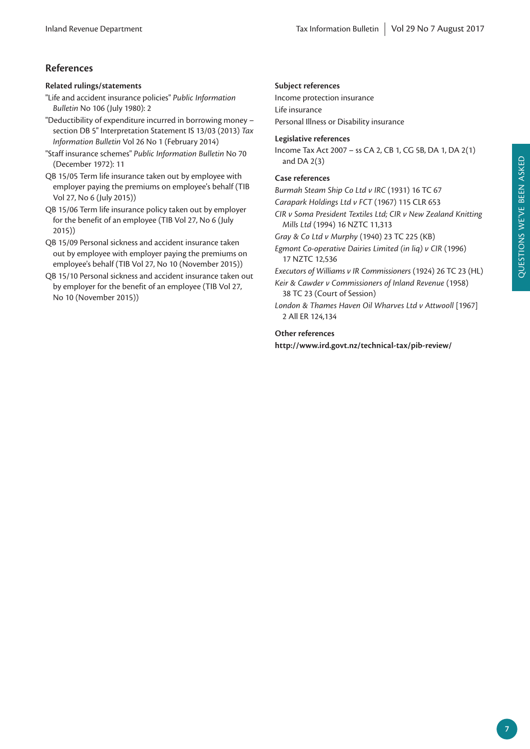## References

### Related rulings/statements

"Life and accident insurance policies" *Public Information Bulletin* No 106 (July 1980): 2

"Deductibility of expenditure incurred in borrowing money – section DB 5" Interpretation Statement IS 13/03 (2013) *Tax Information Bulletin* Vol 26 No 1 (February 2014)

"Staff insurance schemes" *Public Information Bulletin* No 70 (December 1972): 11

QB 15/05 Term life insurance taken out by employee with employer paying the premiums on employee's behalf (TIB Vol 27, No 6 (July 2015))

QB 15/06 Term life insurance policy taken out by employer for the benefit of an employee (TIB Vol 27, No 6 (July 2015))

QB 15/09 Personal sickness and accident insurance taken out by employee with employer paying the premiums on employee's behalf (TIB Vol 27, No 10 (November 2015))

QB 15/10 Personal sickness and accident insurance taken out by employer for the benefit of an employee (TIB Vol 27, No 10 (November 2015))

### Subject references

Income protection insurance

Life insurance

Personal Illness or Disability insurance

### Legislative references

Income Tax Act 2007 – ss CA 2, CB 1, CG 5B, DA 1, DA 2(1) and DA 2(3)

### Case references

*Burmah Steam Ship Co Ltd v IRC* (1931) 16 TC 67

*Carapark Holdings Ltd v FCT* (1967) 115 CLR 653

*CIR v Soma President Textiles Ltd; CIR v New Zealand Knitting Mills Ltd* (1994) 16 NZTC 11,313

*Gray & Co Ltd v Murphy* (1940) 23 TC 225 (KB)

*Egmont Co-operative Dairies Limited (in liq) v CIR* (1996) 17 NZTC 12,536

*Executors of Williams v IR Commissioners* (1924) 26 TC 23 (HL)

*Keir & Cawder v Commissioners of Inland Revenue* (1958) 38 TC 23 (Court of Session)

*London & Thames Haven Oil Wharves Ltd v Attwooll* [1967] 2 All ER 124,134

### Other references

**http://www.ird.govt.nz/technical-tax/pib-review/**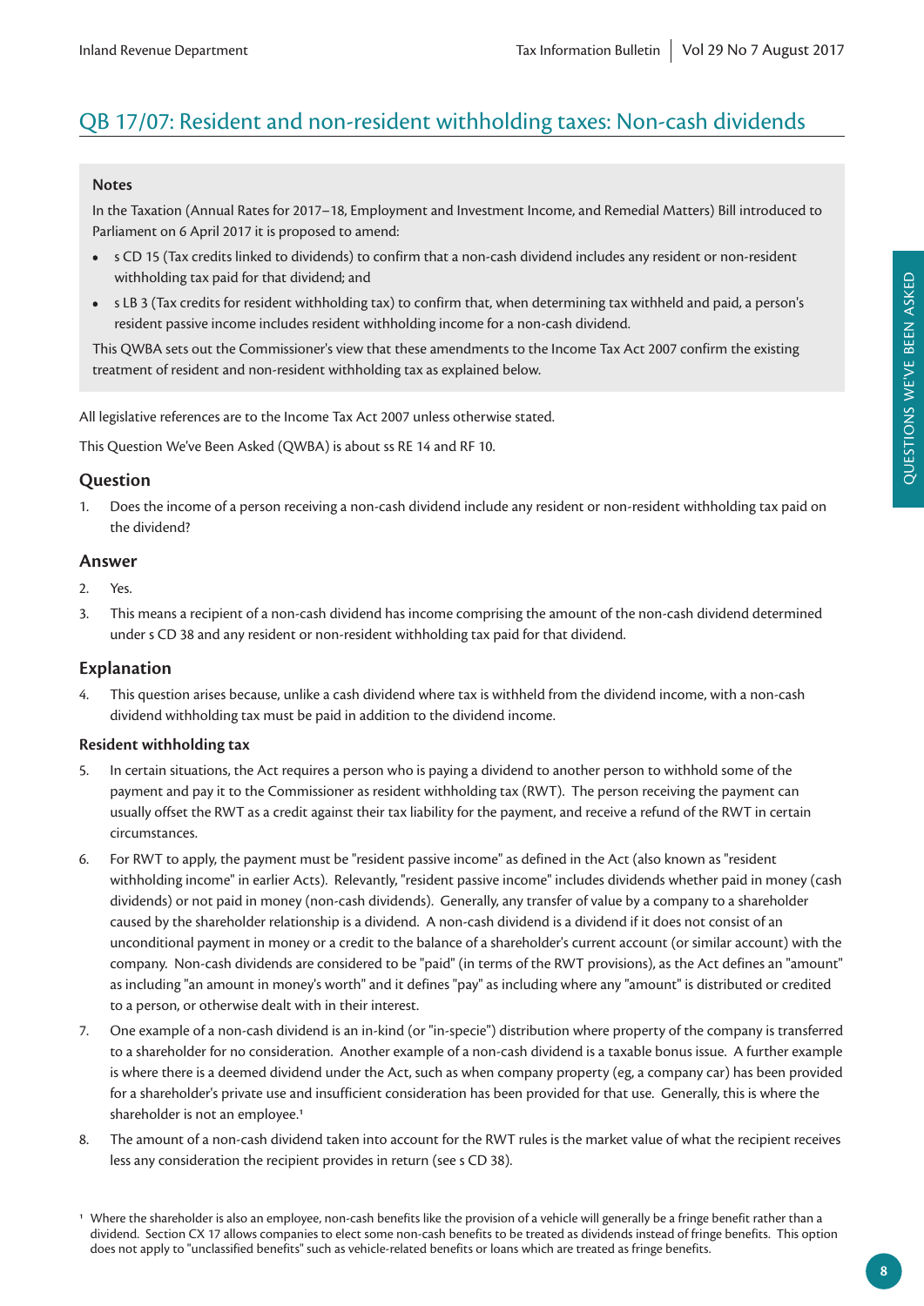## QB 17/07: Resident and non-resident withholding taxes: Non-cash dividends

**Notes**

In the Taxation (Annual Rates for 2017–18, Employment and Investment Income, and Remedial Matters) Bill introduced to Parliament on 6 April 2017 it is proposed to amend:

- s CD 15 (Tax credits linked to dividends) to confirm that a non-cash dividend includes any resident or non-resident withholding tax paid for that dividend; and
- s LB 3 (Tax credits for resident withholding tax) to confirm that, when determining tax withheld and paid, a person's resident passive income includes resident withholding income for a non-cash dividend.

This QWBA sets out the Commissioner's view that these amendments to the Income Tax Act 2007 confirm the existing treatment of resident and non-resident withholding tax as explained below.

All legislative references are to the Income Tax Act 2007 unless otherwise stated.

This Question We've Been Asked (QWBA) is about ss RE 14 and RF 10.

### Question

1. Does the income of a person receiving a non-cash dividend include any resident or non-resident withholding tax paid on the dividend?

### Answer

2. Yes.
3. This means a recipient of a non-cash dividend has income comprising the amount of the non-cash dividend determined under s CD 38 and any resident or non-resident withholding tax paid for that dividend.

### Explanation

4. This question arises because, unlike a cash dividend where tax is withheld from the dividend income, with a non-cash dividend withholding tax must be paid in addition to the dividend income.

#### Resident withholding tax

5. In certain situations, the Act requires a person who is paying a dividend to another person to withhold some of the payment and pay it to the Commissioner as resident withholding tax (RWT). The person receiving the payment can usually offset the RWT as a credit against their tax liability for the payment, and receive a refund of the RWT in certain circumstances.
6. For RWT to apply, the payment must be "resident passive income" as defined in the Act (also known as "resident withholding income" in earlier Acts). Relevantly, "resident passive income" includes dividends whether paid in money (cash dividends) or not paid in money (non-cash dividends). Generally, any transfer of value by a company to a shareholder caused by the shareholder relationship is a dividend. A non-cash dividend is a dividend if it does not consist of an unconditional payment in money or a credit to the balance of a shareholder's current account (or similar account) with the company. Non-cash dividends are considered to be "paid" (in terms of the RWT provisions), as the Act defines an "amount" as including "an amount in money's worth" and it defines "pay" as including where any "amount" is distributed or credited to a person, or otherwise dealt with in their interest.
7. One example of a non-cash dividend is an in-kind (or "in-specie") distribution where property of the company is transferred to a shareholder for no consideration. Another example of a non-cash dividend is a taxable bonus issue. A further example is where there is a deemed dividend under the Act, such as when company property (eg, a company car) has been provided for a shareholder's private use and insufficient consideration has been provided for that use. Generally, this is where the shareholder is not an employee.[1]
8. The amount of a non-cash dividend taken into account for the RWT rules is the market value of what the recipient receives less any consideration the recipient provides in return (see s CD 38).

[1] Where the shareholder is also an employee, non-cash benefits like the provision of a vehicle will generally be a fringe benefit rather than a dividend. Section CX 17 allows companies to elect some non-cash benefits to be treated as dividends instead of fringe benefits. This option does not apply to "unclassified benefits" such as vehicle-related benefits or loans which are treated as fringe benefits.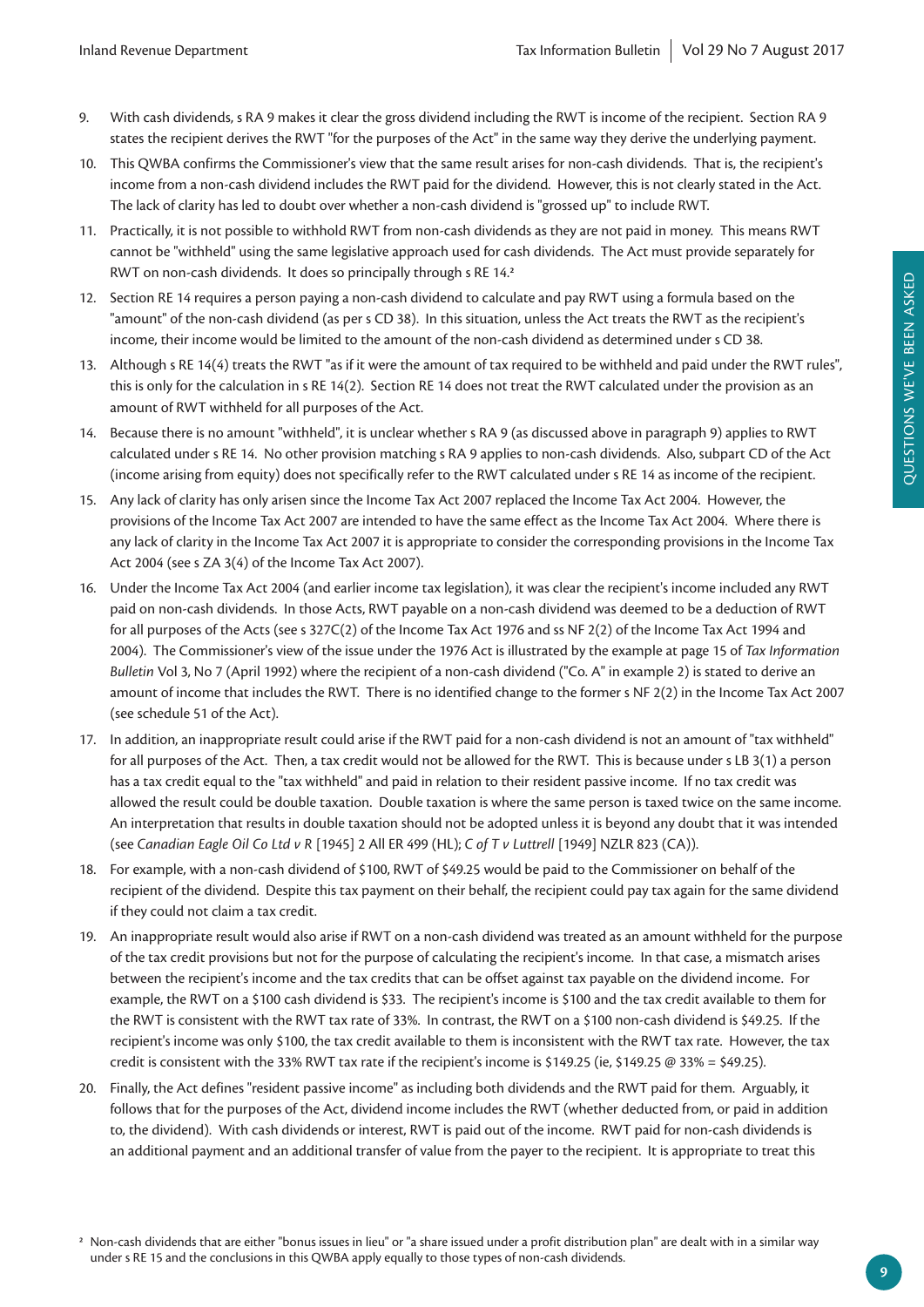9. With cash dividends, s RA 9 makes it clear the gross dividend including the RWT is income of the recipient. Section RA 9 states the recipient derives the RWT "for the purposes of the Act" in the same way they derive the underlying payment.

10. This QWBA confirms the Commissioner's view that the same result arises for non-cash dividends. That is, the recipient's income from a non-cash dividend includes the RWT paid for the dividend. However, this is not clearly stated in the Act. The lack of clarity has led to doubt over whether a non-cash dividend is "grossed up" to include RWT.

11. Practically, it is not possible to withhold RWT from non-cash dividends as they are not paid in money. This means RWT cannot be "withheld" using the same legislative approach used for cash dividends. The Act must provide separately for RWT on non-cash dividends. It does so principally through s RE 14.[2]

12. Section RE 14 requires a person paying a non-cash dividend to calculate and pay RWT using a formula based on the "amount" of the non-cash dividend (as per s CD 38). In this situation, unless the Act treats the RWT as the recipient's income, their income would be limited to the amount of the non-cash dividend as determined under s CD 38.

13. Although s RE 14(4) treats the RWT "as if it were the amount of tax required to be withheld and paid under the RWT rules", this is only for the calculation in s RE 14(2). Section RE 14 does not treat the RWT calculated under the provision as an amount of RWT withheld for all purposes of the Act.

14. Because there is no amount "withheld", it is unclear whether s RA 9 (as discussed above in paragraph 9) applies to RWT calculated under s RE 14. No other provision matching s RA 9 applies to non-cash dividends. Also, subpart CD of the Act (income arising from equity) does not specifically refer to the RWT calculated under s RE 14 as income of the recipient.

15. Any lack of clarity has only arisen since the Income Tax Act 2007 replaced the Income Tax Act 2004. However, the provisions of the Income Tax Act 2007 are intended to have the same effect as the Income Tax Act 2004. Where there is any lack of clarity in the Income Tax Act 2007 it is appropriate to consider the corresponding provisions in the Income Tax Act 2004 (see s ZA 3(4) of the Income Tax Act 2007).

16. Under the Income Tax Act 2004 (and earlier income tax legislation), it was clear the recipient's income included any RWT paid on non-cash dividends. In those Acts, RWT payable on a non-cash dividend was deemed to be a deduction of RWT for all purposes of the Acts (see s 327C(2) of the Income Tax Act 1976 and ss NF 2(2) of the Income Tax Act 1994 and 2004). The Commissioner's view of the issue under the 1976 Act is illustrated by the example at page 15 of *Tax Information Bulletin* Vol 3, No 7 (April 1992) where the recipient of a non-cash dividend ("Co. A" in example 2) is stated to derive an amount of income that includes the RWT. There is no identified change to the former s NF 2(2) in the Income Tax Act 2007 (see schedule 51 of the Act).

17. In addition, an inappropriate result could arise if the RWT paid for a non-cash dividend is not an amount of "tax withheld" for all purposes of the Act. Then, a tax credit would not be allowed for the RWT. This is because under s LB 3(1) a person has a tax credit equal to the "tax withheld" and paid in relation to their resident passive income. If no tax credit was allowed the result could be double taxation. Double taxation is where the same person is taxed twice on the same income. An interpretation that results in double taxation should not be adopted unless it is beyond any doubt that it was intended (see *Canadian Eagle Oil Co Ltd v R* [1945] 2 All ER 499 (HL); *C of T v Luttrell* [1949] NZLR 823 (CA)).

18. For example, with a non-cash dividend of $100, RWT of $49.25 would be paid to the Commissioner on behalf of the recipient of the dividend. Despite this tax payment on their behalf, the recipient could pay tax again for the same dividend if they could not claim a tax credit.

19. An inappropriate result would also arise if RWT on a non-cash dividend was treated as an amount withheld for the purpose of the tax credit provisions but not for the purpose of calculating the recipient's income. In that case, a mismatch arises between the recipient's income and the tax credits that can be offset against tax payable on the dividend income. For example, the RWT on a $100 cash dividend is $33. The recipient's income is $100 and the tax credit available to them for the RWT is consistent with the RWT tax rate of 33%. In contrast, the RWT on a $100 non-cash dividend is $49.25. If the recipient's income was only $100, the tax credit available to them is inconsistent with the RWT tax rate. However, the tax credit is consistent with the 33% RWT tax rate if the recipient's income is $149.25 (ie, $149.25 @ 33% = $49.25).

20. Finally, the Act defines "resident passive income" as including both dividends and the RWT paid for them. Arguably, it follows that for the purposes of the Act, dividend income includes the RWT (whether deducted from, or paid in addition to, the dividend). With cash dividends or interest, RWT is paid out of the income. RWT paid for non-cash dividends is an additional payment and an additional transfer of value from the payer to the recipient. It is appropriate to treat this

[2] Non-cash dividends that are either "bonus issues in lieu" or "a share issued under a profit distribution plan" are dealt with in a similar way under s RE 15 and the conclusions in this QWBA apply equally to those types of non-cash dividends.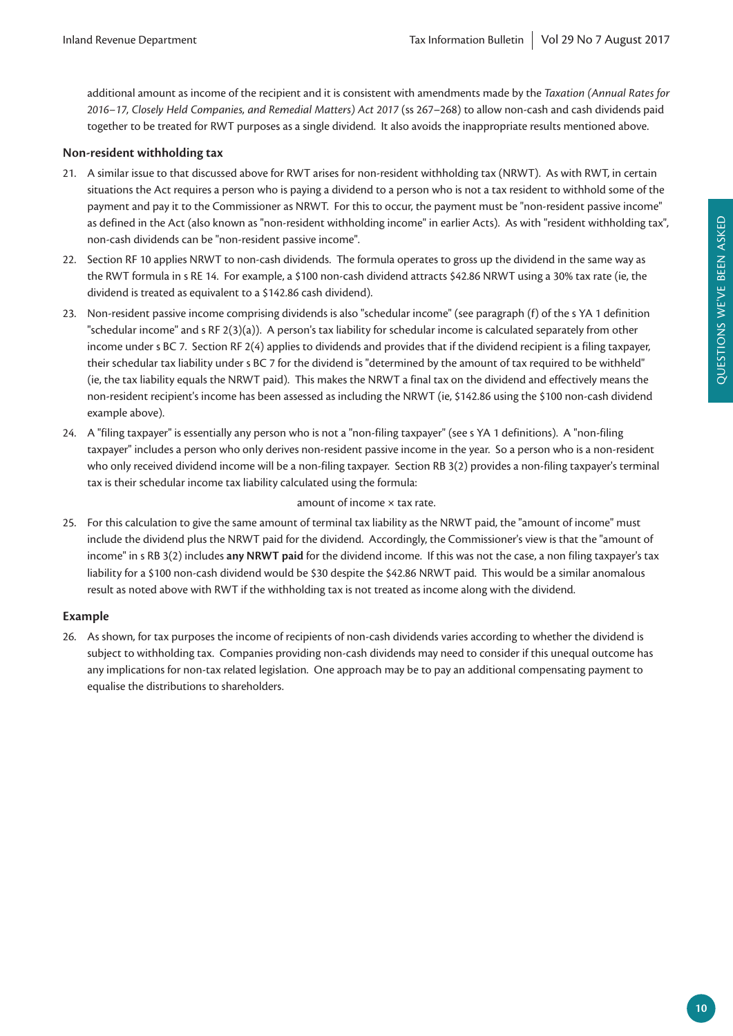additional amount as income of the recipient and it is consistent with amendments made by the *Taxation (Annual Rates for 2016–17, Closely Held Companies, and Remedial Matters) Act 2017* (ss 267–268) to allow non-cash and cash dividends paid together to be treated for RWT purposes as a single dividend. It also avoids the inappropriate results mentioned above.

### Non-resident withholding tax

21. A similar issue to that discussed above for RWT arises for non-resident withholding tax (NRWT). As with RWT, in certain situations the Act requires a person who is paying a dividend to a person who is not a tax resident to withhold some of the payment and pay it to the Commissioner as NRWT. For this to occur, the payment must be "non-resident passive income" as defined in the Act (also known as "non-resident withholding income" in earlier Acts). As with "resident withholding tax", non-cash dividends can be "non-resident passive income".

22. Section RF 10 applies NRWT to non-cash dividends. The formula operates to gross up the dividend in the same way as the RWT formula in s RE 14. For example, a $100 non-cash dividend attracts $42.86 NRWT using a 30% tax rate (ie, the dividend is treated as equivalent to a $142.86 cash dividend).

23. Non-resident passive income comprising dividends is also "schedular income" (see paragraph (f) of the s YA 1 definition "schedular income" and s RF 2(3)(a)). A person's tax liability for schedular income is calculated separately from other income under s BC 7. Section RF 2(4) applies to dividends and provides that if the dividend recipient is a filing taxpayer, their schedular tax liability under s BC 7 for the dividend is "determined by the amount of tax required to be withheld" (ie, the tax liability equals the NRWT paid). This makes the NRWT a final tax on the dividend and effectively means the non-resident recipient's income has been assessed as including the NRWT (ie, $142.86 using the $100 non-cash dividend example above).

24. A "filing taxpayer" is essentially any person who is not a "non-filing taxpayer" (see s YA 1 definitions). A "non-filing taxpayer" includes a person who only derives non-resident passive income in the year. So a person who is a non-resident who only received dividend income will be a non-filing taxpayer. Section RB 3(2) provides a non-filing taxpayer's terminal tax is their schedular income tax liability calculated using the formula:

    amount of income × tax rate.

25. For this calculation to give the same amount of terminal tax liability as the NRWT paid, the "amount of income" must include the dividend plus the NRWT paid for the dividend. Accordingly, the Commissioner's view is that the "amount of income" in s RB 3(2) includes **any NRWT paid** for the dividend income. If this was not the case, a non filing taxpayer's tax liability for a $100 non-cash dividend would be $30 despite the $42.86 NRWT paid. This would be a similar anomalous result as noted above with RWT if the withholding tax is not treated as income along with the dividend.

### Example

26. As shown, for tax purposes the income of recipients of non-cash dividends varies according to whether the dividend is subject to withholding tax. Companies providing non-cash dividends may need to consider if this unequal outcome has any implications for non-tax related legislation. One approach may be to pay an additional compensating payment to equalise the distributions to shareholders.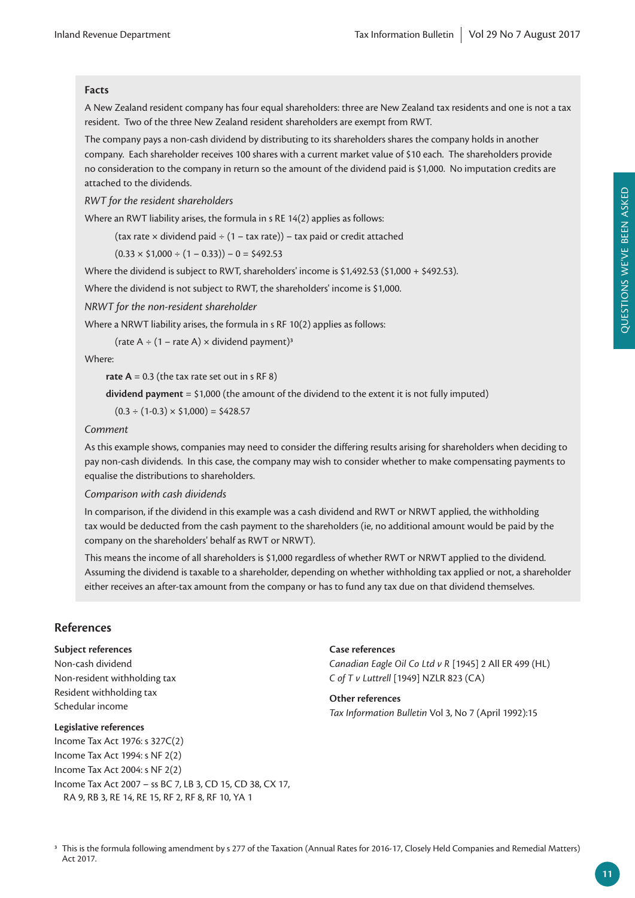**Facts**

A New Zealand resident company has four equal shareholders: three are New Zealand tax residents and one is not a tax resident. Two of the three New Zealand resident shareholders are exempt from RWT.

The company pays a non-cash dividend by distributing to its shareholders shares the company holds in another company. Each shareholder receives 100 shares with a current market value of $10 each. The shareholders provide no consideration to the company in return so the amount of the dividend paid is $1,000. No imputation credits are attached to the dividends.

*RWT for the resident shareholders*

Where an RWT liability arises, the formula in s RE 14(2) applies as follows:

(tax rate × dividend paid ÷ (1 – tax rate)) – tax paid or credit attached

(0.33 × $1,000 ÷ (1 – 0.33)) – 0 = $492.53

Where the dividend is subject to RWT, shareholders' income is $1,492.53 ($1,000 + $492.53).

Where the dividend is not subject to RWT, the shareholders' income is $1,000.

*NRWT for the non-resident shareholder*

Where a NRWT liability arises, the formula in s RF 10(2) applies as follows:

(rate A ÷ (1 – rate A) × dividend payment)[3]

Where:

**rate A** = 0.3 (the tax rate set out in s RF 8)

**dividend payment** = $1,000 (the amount of the dividend to the extent it is not fully imputed)

(0.3 ÷ (1-0.3) × $1,000) = $428.57

*Comment*

As this example shows, companies may need to consider the differing results arising for shareholders when deciding to pay non-cash dividends. In this case, the company may wish to consider whether to make compensating payments to equalise the distributions to shareholders.

*Comparison with cash dividends*

In comparison, if the dividend in this example was a cash dividend and RWT or NRWT applied, the withholding tax would be deducted from the cash payment to the shareholders (ie, no additional amount would be paid by the company on the shareholders' behalf as RWT or NRWT).

This means the income of all shareholders is $1,000 regardless of whether RWT or NRWT applied to the dividend. Assuming the dividend is taxable to a shareholder, depending on whether withholding tax applied or not, a shareholder either receives an after-tax amount from the company or has to fund any tax due on that dividend themselves.

## References

**Subject references**

Non-cash dividend
Non-resident withholding tax
Resident withholding tax
Schedular income

**Legislative references**

Income Tax Act 1976: s 327C(2)
Income Tax Act 1994: s NF 2(2)
Income Tax Act 2004: s NF 2(2)
Income Tax Act 2007 – ss BC 7, LB 3, CD 15, CD 38, CX 17, RA 9, RB 3, RE 14, RE 15, RF 2, RF 8, RF 10, YA 1

**Case references**

*Canadian Eagle Oil Co Ltd v R* [1945] 2 All ER 499 (HL)
*C of T v Luttrell* [1949] NZLR 823 (CA)

**Other references**

*Tax Information Bulletin* Vol 3, No 7 (April 1992):15

[3] This is the formula following amendment by s 277 of the Taxation (Annual Rates for 2016-17, Closely Held Companies and Remedial Matters) Act 2017.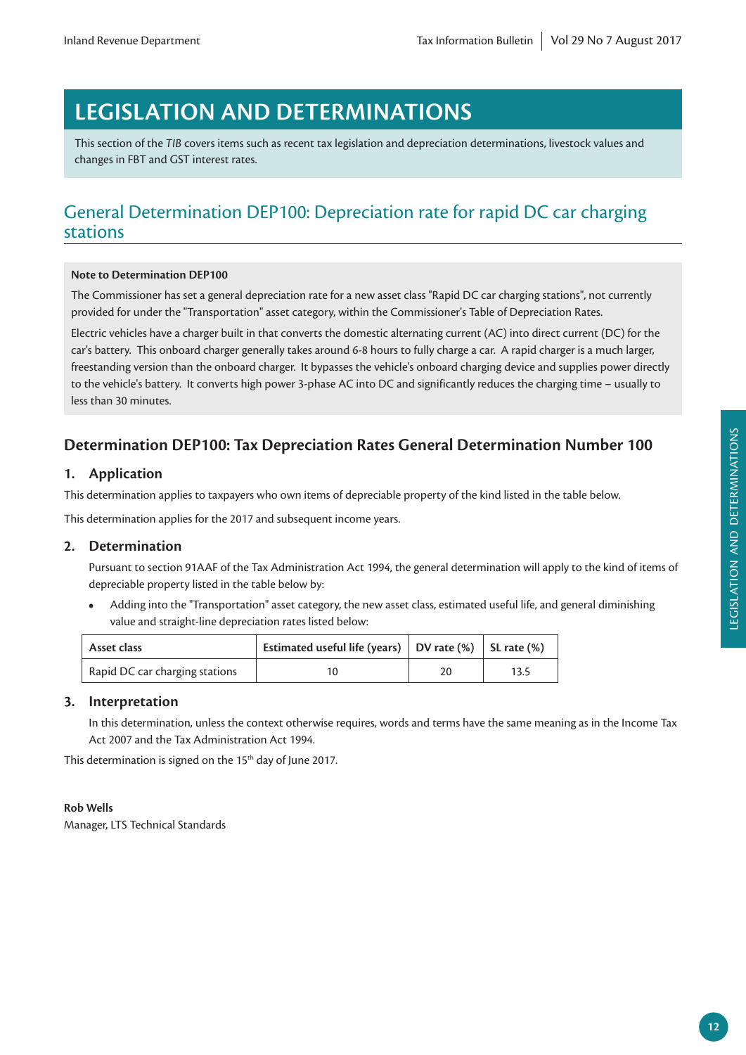# LEGISLATION AND DETERMINATIONS

This section of the *TIB* covers items such as recent tax legislation and depreciation determinations, livestock values and changes in FBT and GST interest rates.

## General Determination DEP100: Depreciation rate for rapid DC car charging stations

**Note to Determination DEP100**

The Commissioner has set a general depreciation rate for a new asset class "Rapid DC car charging stations", not currently provided for under the "Transportation" asset category, within the Commissioner's Table of Depreciation Rates.

Electric vehicles have a charger built in that converts the domestic alternating current (AC) into direct current (DC) for the car's battery. This onboard charger generally takes around 6-8 hours to fully charge a car. A rapid charger is a much larger, freestanding version than the onboard charger. It bypasses the vehicle's onboard charging device and supplies power directly to the vehicle's battery. It converts high power 3-phase AC into DC and significantly reduces the charging time – usually to less than 30 minutes.

### Determination DEP100: Tax Depreciation Rates General Determination Number 100

#### 1. Application

This determination applies to taxpayers who own items of depreciable property of the kind listed in the table below.

This determination applies for the 2017 and subsequent income years.

#### 2. Determination

Pursuant to section 91AAF of the Tax Administration Act 1994, the general determination will apply to the kind of items of depreciable property listed in the table below by:

- Adding into the "Transportation" asset category, the new asset class, estimated useful life, and general diminishing value and straight-line depreciation rates listed below:

| Asset class | Estimated useful life (years) | DV rate (%) | SL rate (%) |
|---|---|---|---|
| Rapid DC car charging stations | 10 | 20 | 13.5 |

#### 3. Interpretation

In this determination, unless the context otherwise requires, words and terms have the same meaning as in the Income Tax Act 2007 and the Tax Administration Act 1994.

This determination is signed on the 15th day of June 2017.

**Rob Wells**
Manager, LTS Technical Standards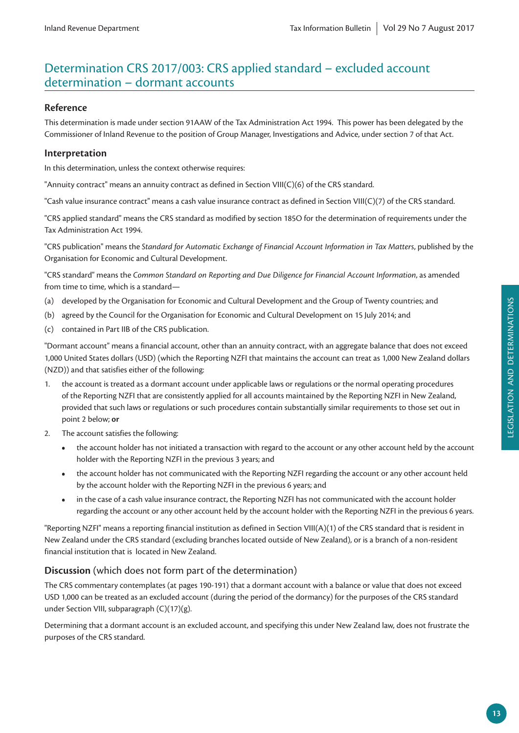# Determination CRS 2017/003: CRS applied standard – excluded account determination – dormant accounts

## Reference

This determination is made under section 91AAW of the Tax Administration Act 1994. This power has been delegated by the Commissioner of Inland Revenue to the position of Group Manager, Investigations and Advice, under section 7 of that Act.

## Interpretation

In this determination, unless the context otherwise requires:

"Annuity contract" means an annuity contract as defined in Section VIII(C)(6) of the CRS standard.

"Cash value insurance contract" means a cash value insurance contract as defined in Section VIII(C)(7) of the CRS standard.

"CRS applied standard" means the CRS standard as modified by section 185O for the determination of requirements under the Tax Administration Act 1994.

"CRS publication" means the *Standard for Automatic Exchange of Financial Account Information in Tax Matters*, published by the Organisation for Economic and Cultural Development.

"CRS standard" means the *Common Standard on Reporting and Due Diligence for Financial Account Information*, as amended from time to time, which is a standard—

(a) developed by the Organisation for Economic and Cultural Development and the Group of Twenty countries; and

(b) agreed by the Council for the Organisation for Economic and Cultural Development on 15 July 2014; and

(c) contained in Part IIB of the CRS publication.

"Dormant account" means a financial account, other than an annuity contract, with an aggregate balance that does not exceed 1,000 United States dollars (USD) (which the Reporting NZFI that maintains the account can treat as 1,000 New Zealand dollars (NZD)) and that satisfies either of the following:

1. the account is treated as a dormant account under applicable laws or regulations or the normal operating procedures of the Reporting NZFI that are consistently applied for all accounts maintained by the Reporting NZFI in New Zealand, provided that such laws or regulations or such procedures contain substantially similar requirements to those set out in point 2 below; **or**
2. The account satisfies the following:
   - the account holder has not initiated a transaction with regard to the account or any other account held by the account holder with the Reporting NZFI in the previous 3 years; and
   - the account holder has not communicated with the Reporting NZFI regarding the account or any other account held by the account holder with the Reporting NZFI in the previous 6 years; and
   - in the case of a cash value insurance contract, the Reporting NZFI has not communicated with the account holder regarding the account or any other account held by the account holder with the Reporting NZFI in the previous 6 years.

"Reporting NZFI" means a reporting financial institution as defined in Section VIII(A)(1) of the CRS standard that is resident in New Zealand under the CRS standard (excluding branches located outside of New Zealand), or is a branch of a non-resident financial institution that is located in New Zealand.

## **Discussion** (which does not form part of the determination)

The CRS commentary contemplates (at pages 190-191) that a dormant account with a balance or value that does not exceed USD 1,000 can be treated as an excluded account (during the period of the dormancy) for the purposes of the CRS standard under Section VIII, subparagraph (C)(17)(g).

Determining that a dormant account is an excluded account, and specifying this under New Zealand law, does not frustrate the purposes of the CRS standard.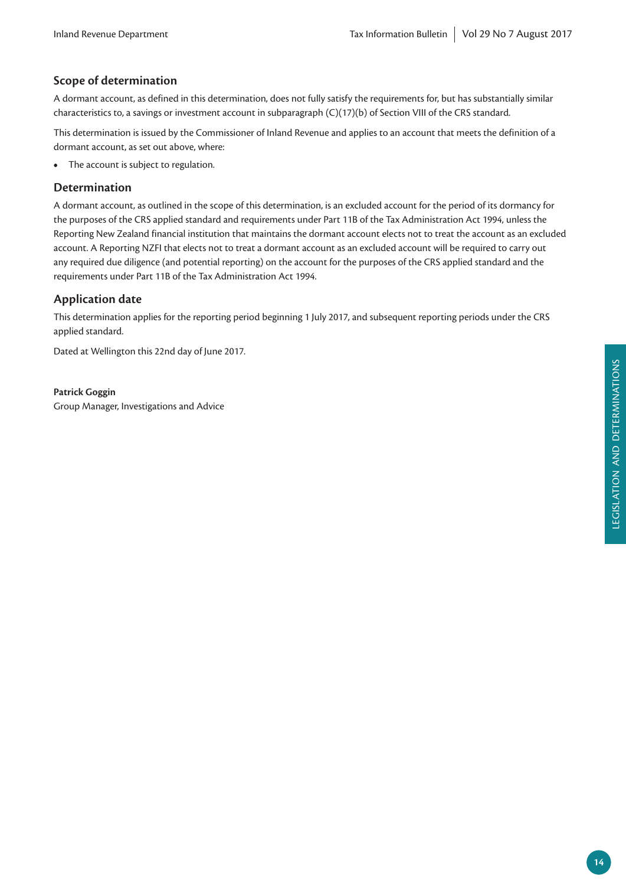## Scope of determination

A dormant account, as defined in this determination, does not fully satisfy the requirements for, but has substantially similar characteristics to, a savings or investment account in subparagraph (C)(17)(b) of Section VIII of the CRS standard.

This determination is issued by the Commissioner of Inland Revenue and applies to an account that meets the definition of a dormant account, as set out above, where:

- The account is subject to regulation.

## Determination

A dormant account, as outlined in the scope of this determination, is an excluded account for the period of its dormancy for the purposes of the CRS applied standard and requirements under Part 11B of the Tax Administration Act 1994, unless the Reporting New Zealand financial institution that maintains the dormant account elects not to treat the account as an excluded account. A Reporting NZFI that elects not to treat a dormant account as an excluded account will be required to carry out any required due diligence (and potential reporting) on the account for the purposes of the CRS applied standard and the requirements under Part 11B of the Tax Administration Act 1994.

## Application date

This determination applies for the reporting period beginning 1 July 2017, and subsequent reporting periods under the CRS applied standard.

Dated at Wellington this 22nd day of June 2017.

**Patrick Goggin**
Group Manager, Investigations and Advice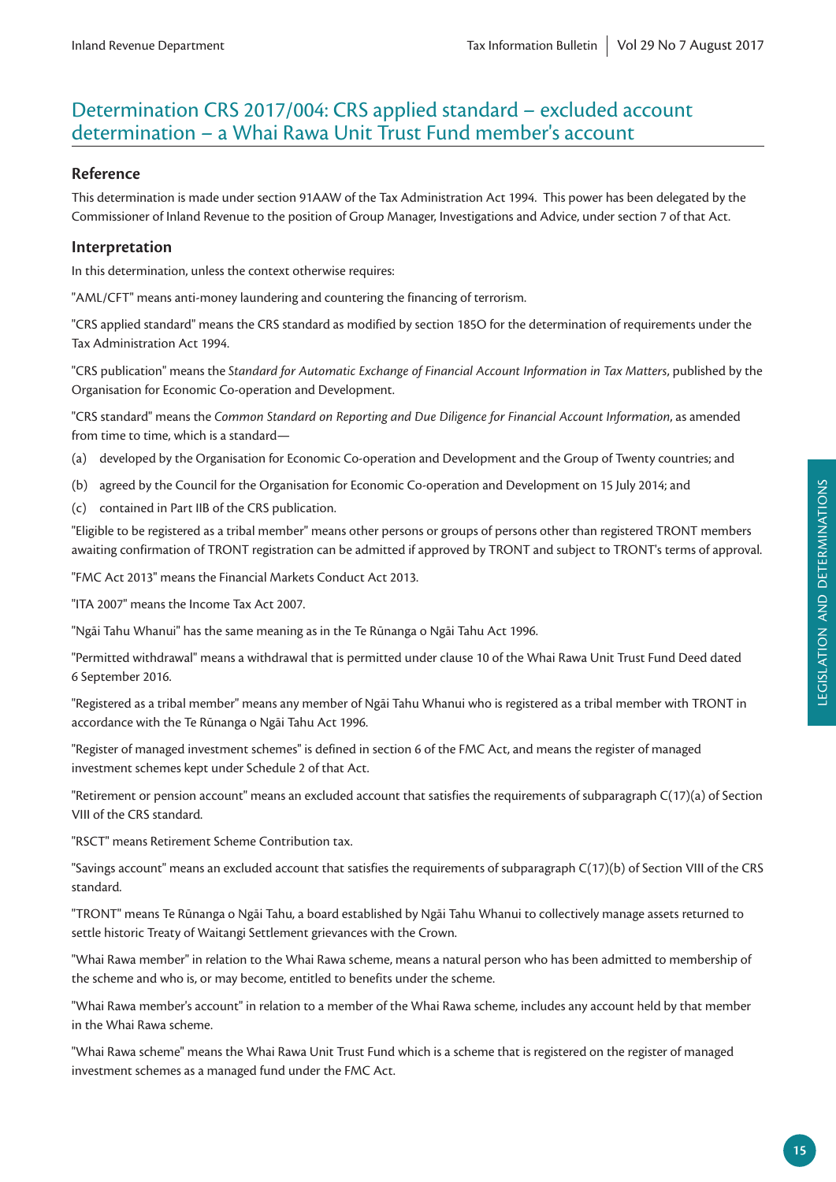## Determination CRS 2017/004: CRS applied standard – excluded account determination – a Whai Rawa Unit Trust Fund member's account

### Reference

This determination is made under section 91AAW of the Tax Administration Act 1994. This power has been delegated by the Commissioner of Inland Revenue to the position of Group Manager, Investigations and Advice, under section 7 of that Act.

### Interpretation

In this determination, unless the context otherwise requires:

"AML/CFT" means anti-money laundering and countering the financing of terrorism.

"CRS applied standard" means the CRS standard as modified by section 185O for the determination of requirements under the Tax Administration Act 1994.

"CRS publication" means the *Standard for Automatic Exchange of Financial Account Information in Tax Matters*, published by the Organisation for Economic Co-operation and Development.

"CRS standard" means the *Common Standard on Reporting and Due Diligence for Financial Account Information*, as amended from time to time, which is a standard—

(a) developed by the Organisation for Economic Co-operation and Development and the Group of Twenty countries; and

(b) agreed by the Council for the Organisation for Economic Co-operation and Development on 15 July 2014; and

(c) contained in Part IIB of the CRS publication.

"Eligible to be registered as a tribal member" means other persons or groups of persons other than registered TRONT members awaiting confirmation of TRONT registration can be admitted if approved by TRONT and subject to TRONT's terms of approval.

"FMC Act 2013" means the Financial Markets Conduct Act 2013.

"ITA 2007" means the Income Tax Act 2007.

"Ngāi Tahu Whanui" has the same meaning as in the Te Rūnanga o Ngāi Tahu Act 1996.

"Permitted withdrawal" means a withdrawal that is permitted under clause 10 of the Whai Rawa Unit Trust Fund Deed dated 6 September 2016.

"Registered as a tribal member" means any member of Ngāi Tahu Whanui who is registered as a tribal member with TRONT in accordance with the Te Rūnanga o Ngāi Tahu Act 1996.

"Register of managed investment schemes" is defined in section 6 of the FMC Act, and means the register of managed investment schemes kept under Schedule 2 of that Act.

"Retirement or pension account" means an excluded account that satisfies the requirements of subparagraph C(17)(a) of Section VIII of the CRS standard.

"RSCT" means Retirement Scheme Contribution tax.

"Savings account" means an excluded account that satisfies the requirements of subparagraph C(17)(b) of Section VIII of the CRS standard.

"TRONT" means Te Rūnanga o Ngāi Tahu, a board established by Ngāi Tahu Whanui to collectively manage assets returned to settle historic Treaty of Waitangi Settlement grievances with the Crown.

"Whai Rawa member" in relation to the Whai Rawa scheme, means a natural person who has been admitted to membership of the scheme and who is, or may become, entitled to benefits under the scheme.

"Whai Rawa member's account" in relation to a member of the Whai Rawa scheme, includes any account held by that member in the Whai Rawa scheme.

"Whai Rawa scheme" means the Whai Rawa Unit Trust Fund which is a scheme that is registered on the register of managed investment schemes as a managed fund under the FMC Act.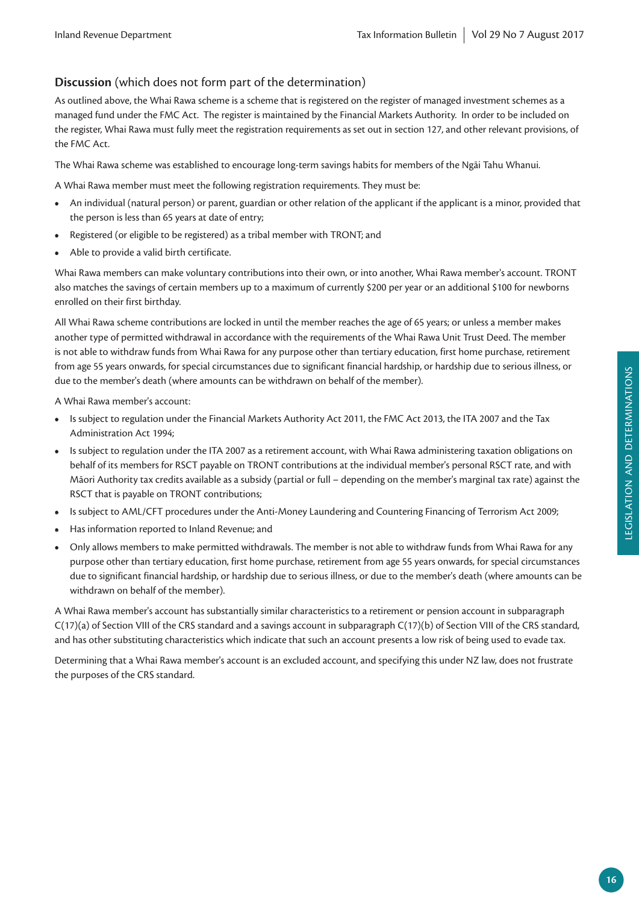## **Discussion** (which does not form part of the determination)

As outlined above, the Whai Rawa scheme is a scheme that is registered on the register of managed investment schemes as a managed fund under the FMC Act. The register is maintained by the Financial Markets Authority. In order to be included on the register, Whai Rawa must fully meet the registration requirements as set out in section 127, and other relevant provisions, of the FMC Act.

The Whai Rawa scheme was established to encourage long-term savings habits for members of the Ngāi Tahu Whanui.

A Whai Rawa member must meet the following registration requirements. They must be:

- An individual (natural person) or parent, guardian or other relation of the applicant if the applicant is a minor, provided that the person is less than 65 years at date of entry;
- Registered (or eligible to be registered) as a tribal member with TRONT; and
- Able to provide a valid birth certificate.

Whai Rawa members can make voluntary contributions into their own, or into another, Whai Rawa member's account. TRONT also matches the savings of certain members up to a maximum of currently $200 per year or an additional $100 for newborns enrolled on their first birthday.

All Whai Rawa scheme contributions are locked in until the member reaches the age of 65 years; or unless a member makes another type of permitted withdrawal in accordance with the requirements of the Whai Rawa Unit Trust Deed. The member is not able to withdraw funds from Whai Rawa for any purpose other than tertiary education, first home purchase, retirement from age 55 years onwards, for special circumstances due to significant financial hardship, or hardship due to serious illness, or due to the member's death (where amounts can be withdrawn on behalf of the member).

A Whai Rawa member's account:

- Is subject to regulation under the Financial Markets Authority Act 2011, the FMC Act 2013, the ITA 2007 and the Tax Administration Act 1994;
- Is subject to regulation under the ITA 2007 as a retirement account, with Whai Rawa administering taxation obligations on behalf of its members for RSCT payable on TRONT contributions at the individual member's personal RSCT rate, and with Māori Authority tax credits available as a subsidy (partial or full – depending on the member's marginal tax rate) against the RSCT that is payable on TRONT contributions;
- Is subject to AML/CFT procedures under the Anti-Money Laundering and Countering Financing of Terrorism Act 2009;
- Has information reported to Inland Revenue; and
- Only allows members to make permitted withdrawals. The member is not able to withdraw funds from Whai Rawa for any purpose other than tertiary education, first home purchase, retirement from age 55 years onwards, for special circumstances due to significant financial hardship, or hardship due to serious illness, or due to the member's death (where amounts can be withdrawn on behalf of the member).

A Whai Rawa member's account has substantially similar characteristics to a retirement or pension account in subparagraph C(17)(a) of Section VIII of the CRS standard and a savings account in subparagraph C(17)(b) of Section VIII of the CRS standard, and has other substituting characteristics which indicate that such an account presents a low risk of being used to evade tax.

Determining that a Whai Rawa member's account is an excluded account, and specifying this under NZ law, does not frustrate the purposes of the CRS standard.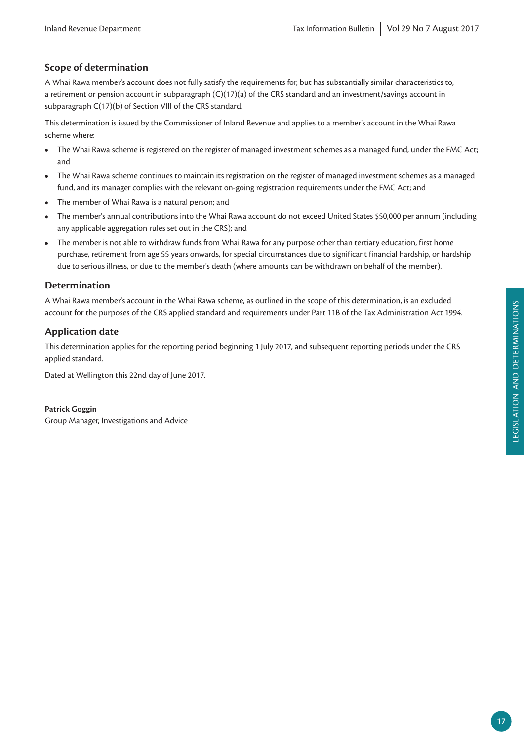## Scope of determination

A Whai Rawa member's account does not fully satisfy the requirements for, but has substantially similar characteristics to, a retirement or pension account in subparagraph (C)(17)(a) of the CRS standard and an investment/savings account in subparagraph C(17)(b) of Section VIII of the CRS standard.

This determination is issued by the Commissioner of Inland Revenue and applies to a member's account in the Whai Rawa scheme where:

- The Whai Rawa scheme is registered on the register of managed investment schemes as a managed fund, under the FMC Act; and
- The Whai Rawa scheme continues to maintain its registration on the register of managed investment schemes as a managed fund, and its manager complies with the relevant on-going registration requirements under the FMC Act; and
- The member of Whai Rawa is a natural person; and
- The member's annual contributions into the Whai Rawa account do not exceed United States $50,000 per annum (including any applicable aggregation rules set out in the CRS); and
- The member is not able to withdraw funds from Whai Rawa for any purpose other than tertiary education, first home purchase, retirement from age 55 years onwards, for special circumstances due to significant financial hardship, or hardship due to serious illness, or due to the member's death (where amounts can be withdrawn on behalf of the member).

## Determination

A Whai Rawa member's account in the Whai Rawa scheme, as outlined in the scope of this determination, is an excluded account for the purposes of the CRS applied standard and requirements under Part 11B of the Tax Administration Act 1994.

## Application date

This determination applies for the reporting period beginning 1 July 2017, and subsequent reporting periods under the CRS applied standard.

Dated at Wellington this 22nd day of June 2017.

**Patrick Goggin**
Group Manager, Investigations and Advice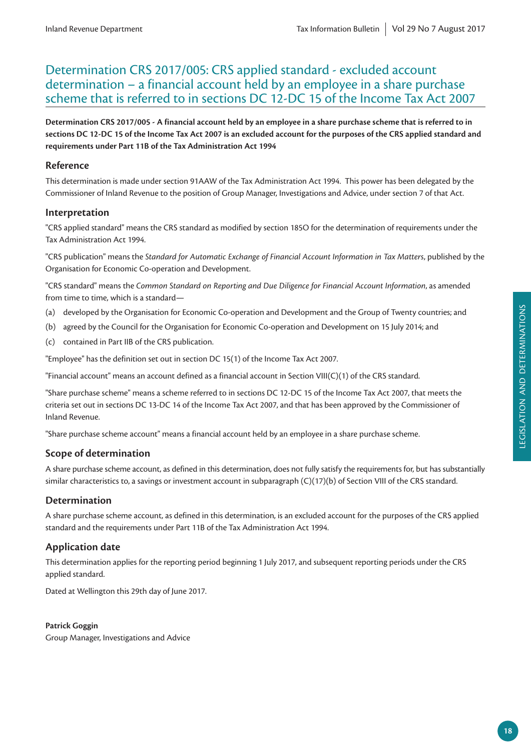# Determination CRS 2017/005: CRS applied standard - excluded account determination – a financial account held by an employee in a share purchase scheme that is referred to in sections DC 12-DC 15 of the Income Tax Act 2007

**Determination CRS 2017/005 - A financial account held by an employee in a share purchase scheme that is referred to in sections DC 12-DC 15 of the Income Tax Act 2007 is an excluded account for the purposes of the CRS applied standard and requirements under Part 11B of the Tax Administration Act 1994**

## Reference

This determination is made under section 91AAW of the Tax Administration Act 1994. This power has been delegated by the Commissioner of Inland Revenue to the position of Group Manager, Investigations and Advice, under section 7 of that Act.

## Interpretation

"CRS applied standard" means the CRS standard as modified by section 185O for the determination of requirements under the Tax Administration Act 1994.

"CRS publication" means the *Standard for Automatic Exchange of Financial Account Information in Tax Matters*, published by the Organisation for Economic Co-operation and Development.

"CRS standard" means the *Common Standard on Reporting and Due Diligence for Financial Account Information*, as amended from time to time, which is a standard—

(a) developed by the Organisation for Economic Co-operation and Development and the Group of Twenty countries; and

(b) agreed by the Council for the Organisation for Economic Co-operation and Development on 15 July 2014; and

(c) contained in Part IIB of the CRS publication.

"Employee" has the definition set out in section DC 15(1) of the Income Tax Act 2007.

"Financial account" means an account defined as a financial account in Section VIII(C)(1) of the CRS standard.

"Share purchase scheme" means a scheme referred to in sections DC 12-DC 15 of the Income Tax Act 2007, that meets the criteria set out in sections DC 13-DC 14 of the Income Tax Act 2007, and that has been approved by the Commissioner of Inland Revenue.

"Share purchase scheme account" means a financial account held by an employee in a share purchase scheme.

## Scope of determination

A share purchase scheme account, as defined in this determination, does not fully satisfy the requirements for, but has substantially similar characteristics to, a savings or investment account in subparagraph (C)(17)(b) of Section VIII of the CRS standard.

## Determination

A share purchase scheme account, as defined in this determination, is an excluded account for the purposes of the CRS applied standard and the requirements under Part 11B of the Tax Administration Act 1994.

## Application date

This determination applies for the reporting period beginning 1 July 2017, and subsequent reporting periods under the CRS applied standard.

Dated at Wellington this 29th day of June 2017.

**Patrick Goggin**
Group Manager, Investigations and Advice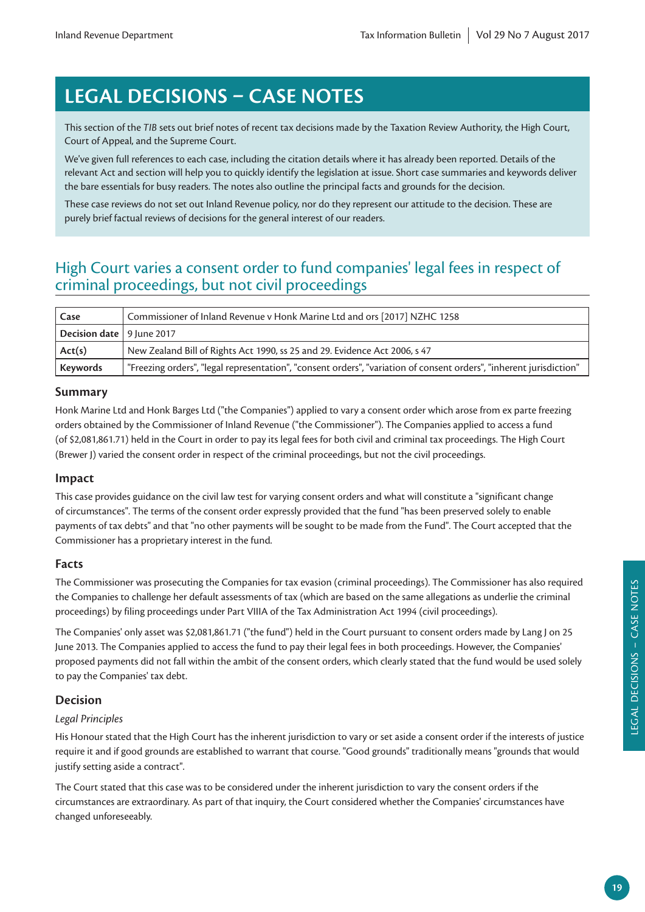# LEGAL DECISIONS – CASE NOTES

This section of the *TIB* sets out brief notes of recent tax decisions made by the Taxation Review Authority, the High Court, Court of Appeal, and the Supreme Court.

We've given full references to each case, including the citation details where it has already been reported. Details of the relevant Act and section will help you to quickly identify the legislation at issue. Short case summaries and keywords deliver the bare essentials for busy readers. The notes also outline the principal facts and grounds for the decision.

These case reviews do not set out Inland Revenue policy, nor do they represent our attitude to the decision. These are purely brief factual reviews of decisions for the general interest of our readers.

## High Court varies a consent order to fund companies' legal fees in respect of criminal proceedings, but not civil proceedings

| **Case** | Commissioner of Inland Revenue v Honk Marine Ltd and ors [2017] NZHC 1258 |
|---|---|
| **Decision date** | 9 June 2017 |
| **Act(s)** | New Zealand Bill of Rights Act 1990, ss 25 and 29. Evidence Act 2006, s 47 |
| **Keywords** | "Freezing orders", "legal representation", "consent orders", "variation of consent orders", "inherent jurisdiction" |

### Summary

Honk Marine Ltd and Honk Barges Ltd ("the Companies") applied to vary a consent order which arose from ex parte freezing orders obtained by the Commissioner of Inland Revenue ("the Commissioner"). The Companies applied to access a fund (of $2,081,861.71) held in the Court in order to pay its legal fees for both civil and criminal tax proceedings. The High Court (Brewer J) varied the consent order in respect of the criminal proceedings, but not the civil proceedings.

### Impact

This case provides guidance on the civil law test for varying consent orders and what will constitute a "significant change of circumstances". The terms of the consent order expressly provided that the fund "has been preserved solely to enable payments of tax debts" and that "no other payments will be sought to be made from the Fund". The Court accepted that the Commissioner has a proprietary interest in the fund.

### Facts

The Commissioner was prosecuting the Companies for tax evasion (criminal proceedings). The Commissioner has also required the Companies to challenge her default assessments of tax (which are based on the same allegations as underlie the criminal proceedings) by filing proceedings under Part VIIIA of the Tax Administration Act 1994 (civil proceedings).

The Companies' only asset was $2,081,861.71 ("the fund") held in the Court pursuant to consent orders made by Lang J on 25 June 2013. The Companies applied to access the fund to pay their legal fees in both proceedings. However, the Companies' proposed payments did not fall within the ambit of the consent orders, which clearly stated that the fund would be used solely to pay the Companies' tax debt.

### Decision

*Legal Principles*

His Honour stated that the High Court has the inherent jurisdiction to vary or set aside a consent order if the interests of justice require it and if good grounds are established to warrant that course. "Good grounds" traditionally means "grounds that would justify setting aside a contract".

The Court stated that this case was to be considered under the inherent jurisdiction to vary the consent orders if the circumstances are extraordinary. As part of that inquiry, the Court considered whether the Companies' circumstances have changed unforeseeably.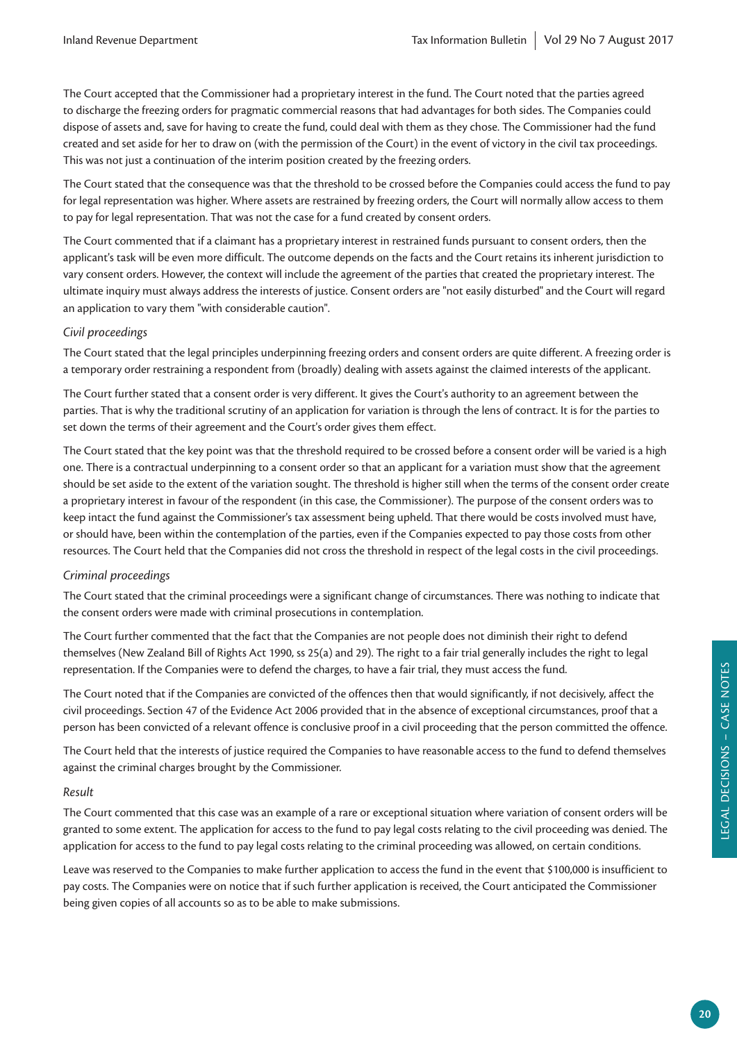The Court accepted that the Commissioner had a proprietary interest in the fund. The Court noted that the parties agreed to discharge the freezing orders for pragmatic commercial reasons that had advantages for both sides. The Companies could dispose of assets and, save for having to create the fund, could deal with them as they chose. The Commissioner had the fund created and set aside for her to draw on (with the permission of the Court) in the event of victory in the civil tax proceedings. This was not just a continuation of the interim position created by the freezing orders.

The Court stated that the consequence was that the threshold to be crossed before the Companies could access the fund to pay for legal representation was higher. Where assets are restrained by freezing orders, the Court will normally allow access to them to pay for legal representation. That was not the case for a fund created by consent orders.

The Court commented that if a claimant has a proprietary interest in restrained funds pursuant to consent orders, then the applicant's task will be even more difficult. The outcome depends on the facts and the Court retains its inherent jurisdiction to vary consent orders. However, the context will include the agreement of the parties that created the proprietary interest. The ultimate inquiry must always address the interests of justice. Consent orders are "not easily disturbed" and the Court will regard an application to vary them "with considerable caution".

*Civil proceedings*

The Court stated that the legal principles underpinning freezing orders and consent orders are quite different. A freezing order is a temporary order restraining a respondent from (broadly) dealing with assets against the claimed interests of the applicant.

The Court further stated that a consent order is very different. It gives the Court's authority to an agreement between the parties. That is why the traditional scrutiny of an application for variation is through the lens of contract. It is for the parties to set down the terms of their agreement and the Court's order gives them effect.

The Court stated that the key point was that the threshold required to be crossed before a consent order will be varied is a high one. There is a contractual underpinning to a consent order so that an applicant for a variation must show that the agreement should be set aside to the extent of the variation sought. The threshold is higher still when the terms of the consent order create a proprietary interest in favour of the respondent (in this case, the Commissioner). The purpose of the consent orders was to keep intact the fund against the Commissioner's tax assessment being upheld. That there would be costs involved must have, or should have, been within the contemplation of the parties, even if the Companies expected to pay those costs from other resources. The Court held that the Companies did not cross the threshold in respect of the legal costs in the civil proceedings.

*Criminal proceedings*

The Court stated that the criminal proceedings were a significant change of circumstances. There was nothing to indicate that the consent orders were made with criminal prosecutions in contemplation.

The Court further commented that the fact that the Companies are not people does not diminish their right to defend themselves (New Zealand Bill of Rights Act 1990, ss 25(a) and 29). The right to a fair trial generally includes the right to legal representation. If the Companies were to defend the charges, to have a fair trial, they must access the fund.

The Court noted that if the Companies are convicted of the offences then that would significantly, if not decisively, affect the civil proceedings. Section 47 of the Evidence Act 2006 provided that in the absence of exceptional circumstances, proof that a person has been convicted of a relevant offence is conclusive proof in a civil proceeding that the person committed the offence.

The Court held that the interests of justice required the Companies to have reasonable access to the fund to defend themselves against the criminal charges brought by the Commissioner.

*Result*

The Court commented that this case was an example of a rare or exceptional situation where variation of consent orders will be granted to some extent. The application for access to the fund to pay legal costs relating to the civil proceeding was denied. The application for access to the fund to pay legal costs relating to the criminal proceeding was allowed, on certain conditions.

Leave was reserved to the Companies to make further application to access the fund in the event that $100,000 is insufficient to pay costs. The Companies were on notice that if such further application is received, the Court anticipated the Commissioner being given copies of all accounts so as to be able to make submissions.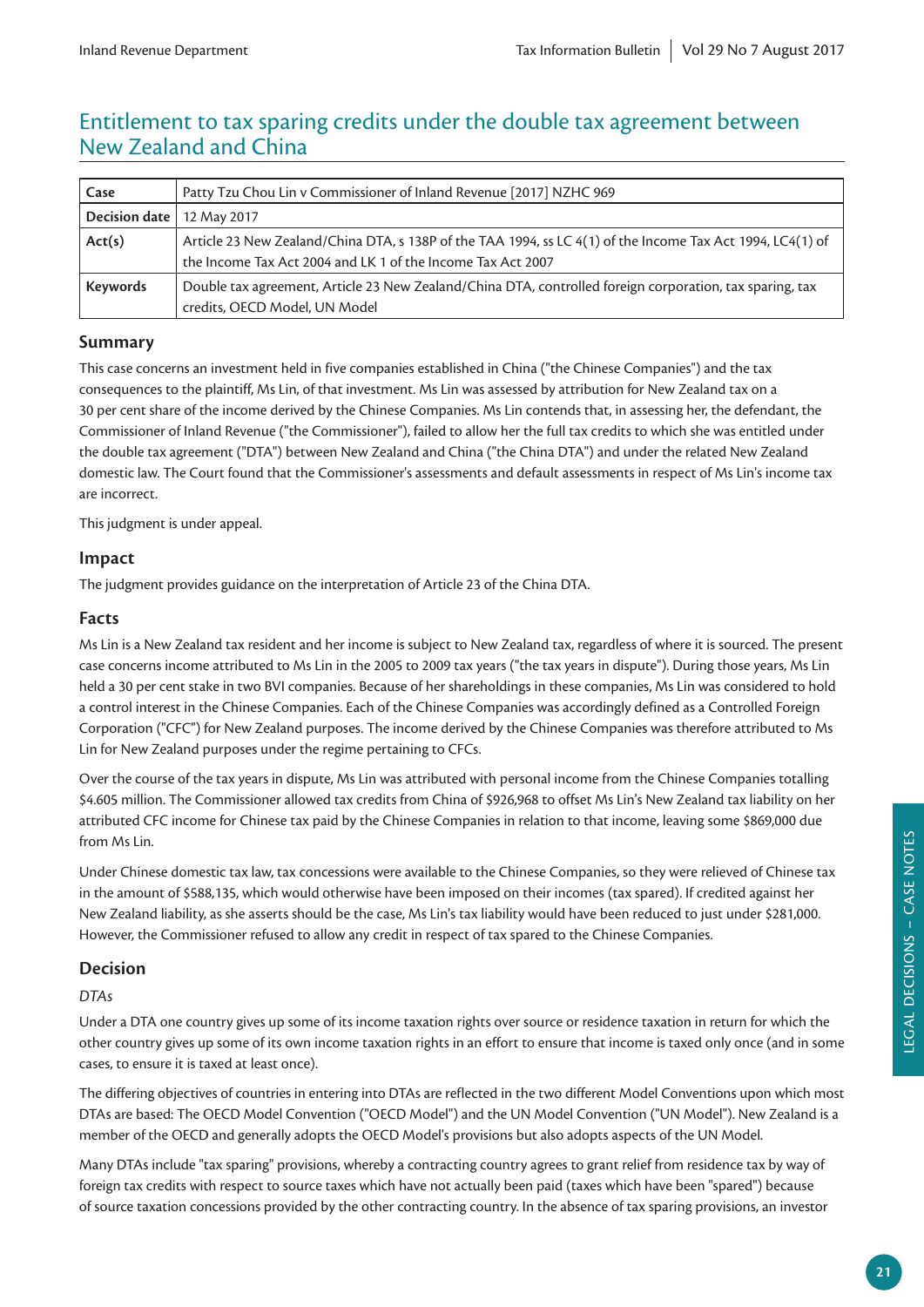## Entitlement to tax sparing credits under the double tax agreement between New Zealand and China

| Case | Patty Tzu Chou Lin v Commissioner of Inland Revenue [2017] NZHC 969 |
|---|---|
| Decision date | 12 May 2017 |
| Act(s) | Article 23 New Zealand/China DTA, s 138P of the TAA 1994, ss LC 4(1) of the Income Tax Act 1994, LC4(1) of the Income Tax Act 2004 and LK 1 of the Income Tax Act 2007 |
| Keywords | Double tax agreement, Article 23 New Zealand/China DTA, controlled foreign corporation, tax sparing, tax credits, OECD Model, UN Model |

### Summary

This case concerns an investment held in five companies established in China ("the Chinese Companies") and the tax consequences to the plaintiff, Ms Lin, of that investment. Ms Lin was assessed by attribution for New Zealand tax on a 30 per cent share of the income derived by the Chinese Companies. Ms Lin contends that, in assessing her, the defendant, the Commissioner of Inland Revenue ("the Commissioner"), failed to allow her the full tax credits to which she was entitled under the double tax agreement ("DTA") between New Zealand and China ("the China DTA") and under the related New Zealand domestic law. The Court found that the Commissioner's assessments and default assessments in respect of Ms Lin's income tax are incorrect.

This judgment is under appeal.

### Impact

The judgment provides guidance on the interpretation of Article 23 of the China DTA.

### Facts

Ms Lin is a New Zealand tax resident and her income is subject to New Zealand tax, regardless of where it is sourced. The present case concerns income attributed to Ms Lin in the 2005 to 2009 tax years ("the tax years in dispute"). During those years, Ms Lin held a 30 per cent stake in two BVI companies. Because of her shareholdings in these companies, Ms Lin was considered to hold a control interest in the Chinese Companies. Each of the Chinese Companies was accordingly defined as a Controlled Foreign Corporation ("CFC") for New Zealand purposes. The income derived by the Chinese Companies was therefore attributed to Ms Lin for New Zealand purposes under the regime pertaining to CFCs.

Over the course of the tax years in dispute, Ms Lin was attributed with personal income from the Chinese Companies totalling $4.605 million. The Commissioner allowed tax credits from China of $926,968 to offset Ms Lin's New Zealand tax liability on her attributed CFC income for Chinese tax paid by the Chinese Companies in relation to that income, leaving some $869,000 due from Ms Lin.

Under Chinese domestic tax law, tax concessions were available to the Chinese Companies, so they were relieved of Chinese tax in the amount of $588,135, which would otherwise have been imposed on their incomes (tax spared). If credited against her New Zealand liability, as she asserts should be the case, Ms Lin's tax liability would have been reduced to just under $281,000. However, the Commissioner refused to allow any credit in respect of tax spared to the Chinese Companies.

### Decision

*DTAs*

Under a DTA one country gives up some of its income taxation rights over source or residence taxation in return for which the other country gives up some of its own income taxation rights in an effort to ensure that income is taxed only once (and in some cases, to ensure it is taxed at least once).

The differing objectives of countries in entering into DTAs are reflected in the two different Model Conventions upon which most DTAs are based: The OECD Model Convention ("OECD Model") and the UN Model Convention ("UN Model"). New Zealand is a member of the OECD and generally adopts the OECD Model's provisions but also adopts aspects of the UN Model.

Many DTAs include "tax sparing" provisions, whereby a contracting country agrees to grant relief from residence tax by way of foreign tax credits with respect to source taxes which have not actually been paid (taxes which have been "spared") because of source taxation concessions provided by the other contracting country. In the absence of tax sparing provisions, an investor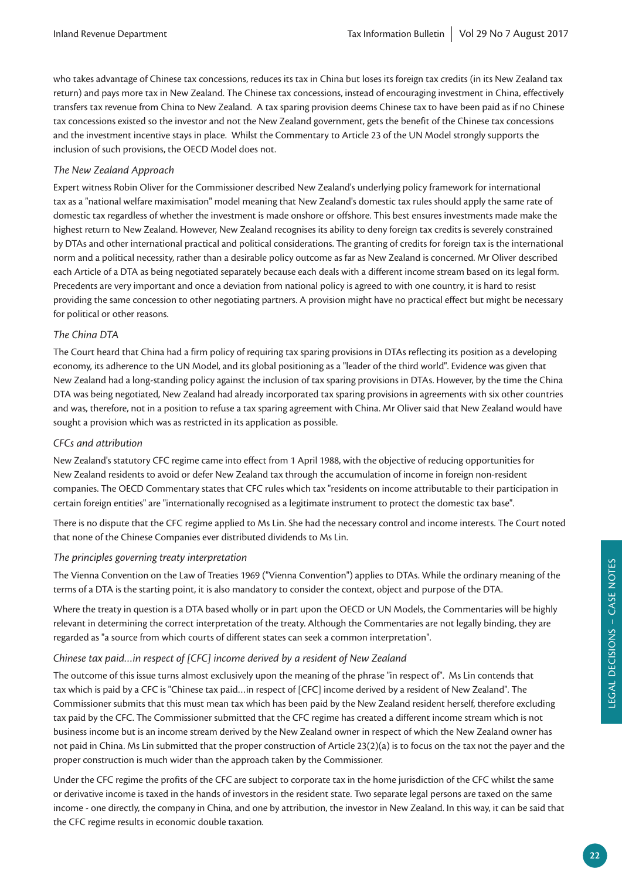who takes advantage of Chinese tax concessions, reduces its tax in China but loses its foreign tax credits (in its New Zealand tax return) and pays more tax in New Zealand. The Chinese tax concessions, instead of encouraging investment in China, effectively transfers tax revenue from China to New Zealand. A tax sparing provision deems Chinese tax to have been paid as if no Chinese tax concessions existed so the investor and not the New Zealand government, gets the benefit of the Chinese tax concessions and the investment incentive stays in place. Whilst the Commentary to Article 23 of the UN Model strongly supports the inclusion of such provisions, the OECD Model does not.

*The New Zealand Approach*

Expert witness Robin Oliver for the Commissioner described New Zealand's underlying policy framework for international tax as a "national welfare maximisation" model meaning that New Zealand's domestic tax rules should apply the same rate of domestic tax regardless of whether the investment is made onshore or offshore. This best ensures investments made make the highest return to New Zealand. However, New Zealand recognises its ability to deny foreign tax credits is severely constrained by DTAs and other international practical and political considerations. The granting of credits for foreign tax is the international norm and a political necessity, rather than a desirable policy outcome as far as New Zealand is concerned. Mr Oliver described each Article of a DTA as being negotiated separately because each deals with a different income stream based on its legal form. Precedents are very important and once a deviation from national policy is agreed to with one country, it is hard to resist providing the same concession to other negotiating partners. A provision might have no practical effect but might be necessary for political or other reasons.

*The China DTA*

The Court heard that China had a firm policy of requiring tax sparing provisions in DTAs reflecting its position as a developing economy, its adherence to the UN Model, and its global positioning as a "leader of the third world". Evidence was given that New Zealand had a long-standing policy against the inclusion of tax sparing provisions in DTAs. However, by the time the China DTA was being negotiated, New Zealand had already incorporated tax sparing provisions in agreements with six other countries and was, therefore, not in a position to refuse a tax sparing agreement with China. Mr Oliver said that New Zealand would have sought a provision which was as restricted in its application as possible.

*CFCs and attribution*

New Zealand's statutory CFC regime came into effect from 1 April 1988, with the objective of reducing opportunities for New Zealand residents to avoid or defer New Zealand tax through the accumulation of income in foreign non-resident companies. The OECD Commentary states that CFC rules which tax "residents on income attributable to their participation in certain foreign entities" are "internationally recognised as a legitimate instrument to protect the domestic tax base".

There is no dispute that the CFC regime applied to Ms Lin. She had the necessary control and income interests. The Court noted that none of the Chinese Companies ever distributed dividends to Ms Lin.

*The principles governing treaty interpretation*

The Vienna Convention on the Law of Treaties 1969 ("Vienna Convention") applies to DTAs. While the ordinary meaning of the terms of a DTA is the starting point, it is also mandatory to consider the context, object and purpose of the DTA.

Where the treaty in question is a DTA based wholly or in part upon the OECD or UN Models, the Commentaries will be highly relevant in determining the correct interpretation of the treaty. Although the Commentaries are not legally binding, they are regarded as "a source from which courts of different states can seek a common interpretation".

*Chinese tax paid…in respect of [CFC] income derived by a resident of New Zealand*

The outcome of this issue turns almost exclusively upon the meaning of the phrase "in respect of". Ms Lin contends that tax which is paid by a CFC is "Chinese tax paid…in respect of [CFC] income derived by a resident of New Zealand". The Commissioner submits that this must mean tax which has been paid by the New Zealand resident herself, therefore excluding tax paid by the CFC. The Commissioner submitted that the CFC regime has created a different income stream which is not business income but is an income stream derived by the New Zealand owner in respect of which the New Zealand owner has not paid in China. Ms Lin submitted that the proper construction of Article 23(2)(a) is to focus on the tax not the payer and the proper construction is much wider than the approach taken by the Commissioner.

Under the CFC regime the profits of the CFC are subject to corporate tax in the home jurisdiction of the CFC whilst the same or derivative income is taxed in the hands of investors in the resident state. Two separate legal persons are taxed on the same income - one directly, the company in China, and one by attribution, the investor in New Zealand. In this way, it can be said that the CFC regime results in economic double taxation.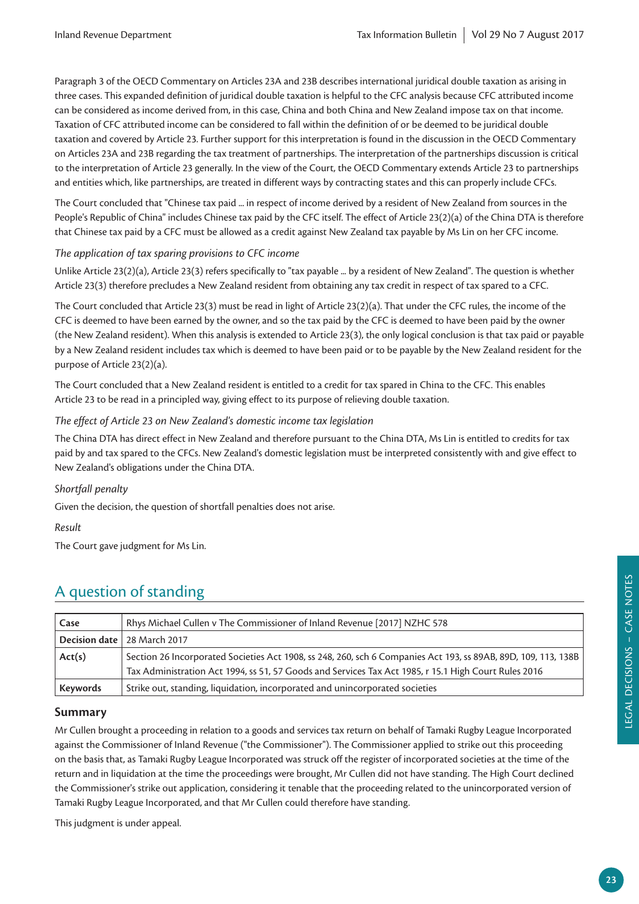Paragraph 3 of the OECD Commentary on Articles 23A and 23B describes international juridical double taxation as arising in three cases. This expanded definition of juridical double taxation is helpful to the CFC analysis because CFC attributed income can be considered as income derived from, in this case, China and both China and New Zealand impose tax on that income. Taxation of CFC attributed income can be considered to fall within the definition of or be deemed to be juridical double taxation and covered by Article 23. Further support for this interpretation is found in the discussion in the OECD Commentary on Articles 23A and 23B regarding the tax treatment of partnerships. The interpretation of the partnerships discussion is critical to the interpretation of Article 23 generally. In the view of the Court, the OECD Commentary extends Article 23 to partnerships and entities which, like partnerships, are treated in different ways by contracting states and this can properly include CFCs.

The Court concluded that "Chinese tax paid ... in respect of income derived by a resident of New Zealand from sources in the People's Republic of China" includes Chinese tax paid by the CFC itself. The effect of Article 23(2)(a) of the China DTA is therefore that Chinese tax paid by a CFC must be allowed as a credit against New Zealand tax payable by Ms Lin on her CFC income.

*The application of tax sparing provisions to CFC income*

Unlike Article 23(2)(a), Article 23(3) refers specifically to "tax payable ... by a resident of New Zealand". The question is whether Article 23(3) therefore precludes a New Zealand resident from obtaining any tax credit in respect of tax spared to a CFC.

The Court concluded that Article 23(3) must be read in light of Article 23(2)(a). That under the CFC rules, the income of the CFC is deemed to have been earned by the owner, and so the tax paid by the CFC is deemed to have been paid by the owner (the New Zealand resident). When this analysis is extended to Article 23(3), the only logical conclusion is that tax paid or payable by a New Zealand resident includes tax which is deemed to have been paid or to be payable by the New Zealand resident for the purpose of Article 23(2)(a).

The Court concluded that a New Zealand resident is entitled to a credit for tax spared in China to the CFC. This enables Article 23 to be read in a principled way, giving effect to its purpose of relieving double taxation.

*The effect of Article 23 on New Zealand's domestic income tax legislation*

The China DTA has direct effect in New Zealand and therefore pursuant to the China DTA, Ms Lin is entitled to credits for tax paid by and tax spared to the CFCs. New Zealand's domestic legislation must be interpreted consistently with and give effect to New Zealand's obligations under the China DTA.

*Shortfall penalty*

Given the decision, the question of shortfall penalties does not arise.

*Result*

The Court gave judgment for Ms Lin.

## A question of standing

| **Case** | Rhys Michael Cullen v The Commissioner of Inland Revenue [2017] NZHC 578 |
|---|---|
| **Decision date** | 28 March 2017 |
| **Act(s)** | Section 26 Incorporated Societies Act 1908, ss 248, 260, sch 6 Companies Act 193, ss 89AB, 89D, 109, 113, 138B Tax Administration Act 1994, ss 51, 57 Goods and Services Tax Act 1985, r 15.1 High Court Rules 2016 |
| **Keywords** | Strike out, standing, liquidation, incorporated and unincorporated societies |

### Summary

Mr Cullen brought a proceeding in relation to a goods and services tax return on behalf of Tamaki Rugby League Incorporated against the Commissioner of Inland Revenue ("the Commissioner"). The Commissioner applied to strike out this proceeding on the basis that, as Tamaki Rugby League Incorporated was struck off the register of incorporated societies at the time of the return and in liquidation at the time the proceedings were brought, Mr Cullen did not have standing. The High Court declined the Commissioner's strike out application, considering it tenable that the proceeding related to the unincorporated version of Tamaki Rugby League Incorporated, and that Mr Cullen could therefore have standing.

This judgment is under appeal.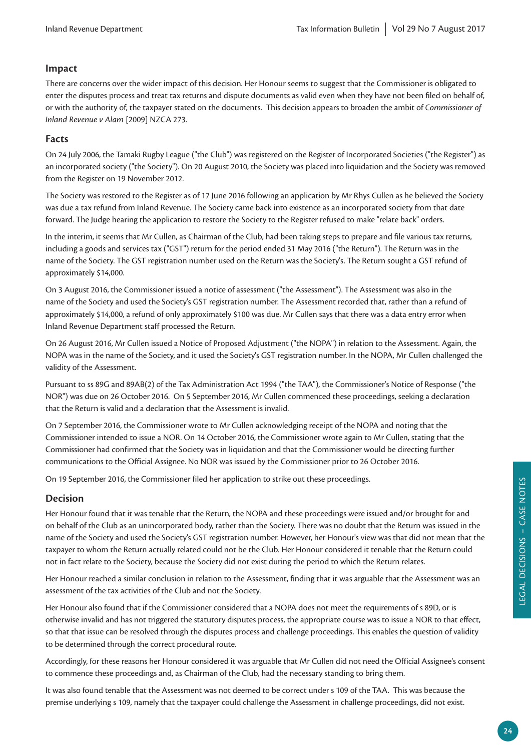## Impact

There are concerns over the wider impact of this decision. Her Honour seems to suggest that the Commissioner is obligated to enter the disputes process and treat tax returns and dispute documents as valid even when they have not been filed on behalf of, or with the authority of, the taxpayer stated on the documents. This decision appears to broaden the ambit of *Commissioner of Inland Revenue v Alam* [2009] NZCA 273.

## Facts

On 24 July 2006, the Tamaki Rugby League ("the Club") was registered on the Register of Incorporated Societies ("the Register") as an incorporated society ("the Society"). On 20 August 2010, the Society was placed into liquidation and the Society was removed from the Register on 19 November 2012.

The Society was restored to the Register as of 17 June 2016 following an application by Mr Rhys Cullen as he believed the Society was due a tax refund from Inland Revenue. The Society came back into existence as an incorporated society from that date forward. The Judge hearing the application to restore the Society to the Register refused to make "relate back" orders.

In the interim, it seems that Mr Cullen, as Chairman of the Club, had been taking steps to prepare and file various tax returns, including a goods and services tax ("GST") return for the period ended 31 May 2016 ("the Return"). The Return was in the name of the Society. The GST registration number used on the Return was the Society's. The Return sought a GST refund of approximately $14,000.

On 3 August 2016, the Commissioner issued a notice of assessment ("the Assessment"). The Assessment was also in the name of the Society and used the Society's GST registration number. The Assessment recorded that, rather than a refund of approximately $14,000, a refund of only approximately $100 was due. Mr Cullen says that there was a data entry error when Inland Revenue Department staff processed the Return.

On 26 August 2016, Mr Cullen issued a Notice of Proposed Adjustment ("the NOPA") in relation to the Assessment. Again, the NOPA was in the name of the Society, and it used the Society's GST registration number. In the NOPA, Mr Cullen challenged the validity of the Assessment.

Pursuant to ss 89G and 89AB(2) of the Tax Administration Act 1994 ("the TAA"), the Commissioner's Notice of Response ("the NOR") was due on 26 October 2016. On 5 September 2016, Mr Cullen commenced these proceedings, seeking a declaration that the Return is valid and a declaration that the Assessment is invalid.

On 7 September 2016, the Commissioner wrote to Mr Cullen acknowledging receipt of the NOPA and noting that the Commissioner intended to issue a NOR. On 14 October 2016, the Commissioner wrote again to Mr Cullen, stating that the Commissioner had confirmed that the Society was in liquidation and that the Commissioner would be directing further communications to the Official Assignee. No NOR was issued by the Commissioner prior to 26 October 2016.

On 19 September 2016, the Commissioner filed her application to strike out these proceedings.

## Decision

Her Honour found that it was tenable that the Return, the NOPA and these proceedings were issued and/or brought for and on behalf of the Club as an unincorporated body, rather than the Society. There was no doubt that the Return was issued in the name of the Society and used the Society's GST registration number. However, her Honour's view was that did not mean that the taxpayer to whom the Return actually related could not be the Club. Her Honour considered it tenable that the Return could not in fact relate to the Society, because the Society did not exist during the period to which the Return relates.

Her Honour reached a similar conclusion in relation to the Assessment, finding that it was arguable that the Assessment was an assessment of the tax activities of the Club and not the Society.

Her Honour also found that if the Commissioner considered that a NOPA does not meet the requirements of s 89D, or is otherwise invalid and has not triggered the statutory disputes process, the appropriate course was to issue a NOR to that effect, so that that issue can be resolved through the disputes process and challenge proceedings. This enables the question of validity to be determined through the correct procedural route.

Accordingly, for these reasons her Honour considered it was arguable that Mr Cullen did not need the Official Assignee's consent to commence these proceedings and, as Chairman of the Club, had the necessary standing to bring them.

It was also found tenable that the Assessment was not deemed to be correct under s 109 of the TAA. This was because the premise underlying s 109, namely that the taxpayer could challenge the Assessment in challenge proceedings, did not exist.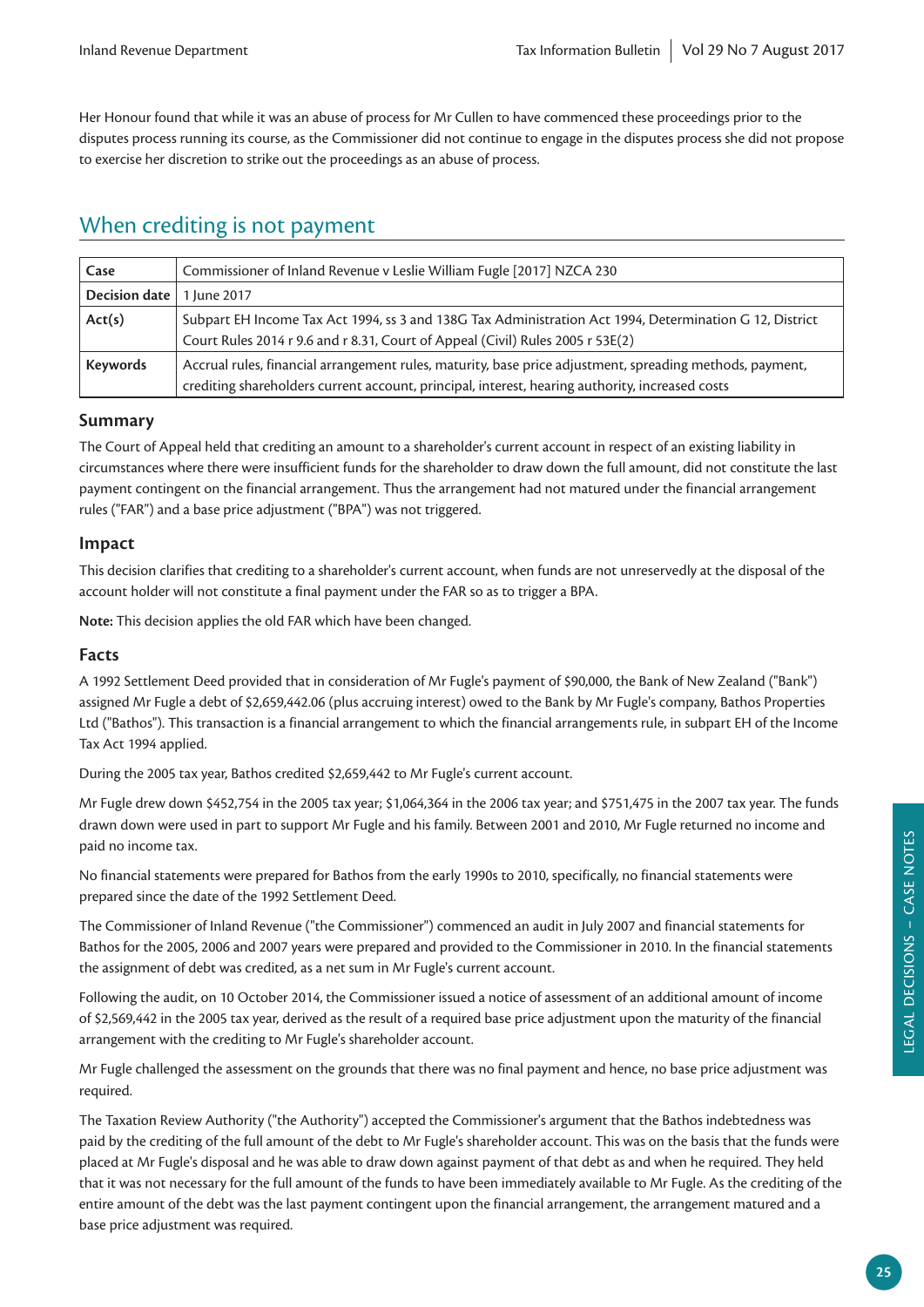Her Honour found that while it was an abuse of process for Mr Cullen to have commenced these proceedings prior to the disputes process running its course, as the Commissioner did not continue to engage in the disputes process she did not propose to exercise her discretion to strike out the proceedings as an abuse of process.

## When crediting is not payment

| | |
|---|---|
| **Case** | Commissioner of Inland Revenue v Leslie William Fugle [2017] NZCA 230 |
| **Decision date** | 1 June 2017 |
| **Act(s)** | Subpart EH Income Tax Act 1994, ss 3 and 138G Tax Administration Act 1994, Determination G 12, District Court Rules 2014 r 9.6 and r 8.31, Court of Appeal (Civil) Rules 2005 r 53E(2) |
| **Keywords** | Accrual rules, financial arrangement rules, maturity, base price adjustment, spreading methods, payment, crediting shareholders current account, principal, interest, hearing authority, increased costs |

### Summary

The Court of Appeal held that crediting an amount to a shareholder's current account in respect of an existing liability in circumstances where there were insufficient funds for the shareholder to draw down the full amount, did not constitute the last payment contingent on the financial arrangement. Thus the arrangement had not matured under the financial arrangement rules ("FAR") and a base price adjustment ("BPA") was not triggered.

### Impact

This decision clarifies that crediting to a shareholder's current account, when funds are not unreservedly at the disposal of the account holder will not constitute a final payment under the FAR so as to trigger a BPA.

**Note:** This decision applies the old FAR which have been changed.

### Facts

A 1992 Settlement Deed provided that in consideration of Mr Fugle's payment of $90,000, the Bank of New Zealand ("Bank") assigned Mr Fugle a debt of $2,659,442.06 (plus accruing interest) owed to the Bank by Mr Fugle's company, Bathos Properties Ltd ("Bathos"). This transaction is a financial arrangement to which the financial arrangements rule, in subpart EH of the Income Tax Act 1994 applied.

During the 2005 tax year, Bathos credited $2,659,442 to Mr Fugle's current account.

Mr Fugle drew down $452,754 in the 2005 tax year; $1,064,364 in the 2006 tax year; and $751,475 in the 2007 tax year. The funds drawn down were used in part to support Mr Fugle and his family. Between 2001 and 2010, Mr Fugle returned no income and paid no income tax.

No financial statements were prepared for Bathos from the early 1990s to 2010, specifically, no financial statements were prepared since the date of the 1992 Settlement Deed.

The Commissioner of Inland Revenue ("the Commissioner") commenced an audit in July 2007 and financial statements for Bathos for the 2005, 2006 and 2007 years were prepared and provided to the Commissioner in 2010. In the financial statements the assignment of debt was credited, as a net sum in Mr Fugle's current account.

Following the audit, on 10 October 2014, the Commissioner issued a notice of assessment of an additional amount of income of $2,569,442 in the 2005 tax year, derived as the result of a required base price adjustment upon the maturity of the financial arrangement with the crediting to Mr Fugle's shareholder account.

Mr Fugle challenged the assessment on the grounds that there was no final payment and hence, no base price adjustment was required.

The Taxation Review Authority ("the Authority") accepted the Commissioner's argument that the Bathos indebtedness was paid by the crediting of the full amount of the debt to Mr Fugle's shareholder account. This was on the basis that the funds were placed at Mr Fugle's disposal and he was able to draw down against payment of that debt as and when he required. They held that it was not necessary for the full amount of the funds to have been immediately available to Mr Fugle. As the crediting of the entire amount of the debt was the last payment contingent upon the financial arrangement, the arrangement matured and a base price adjustment was required.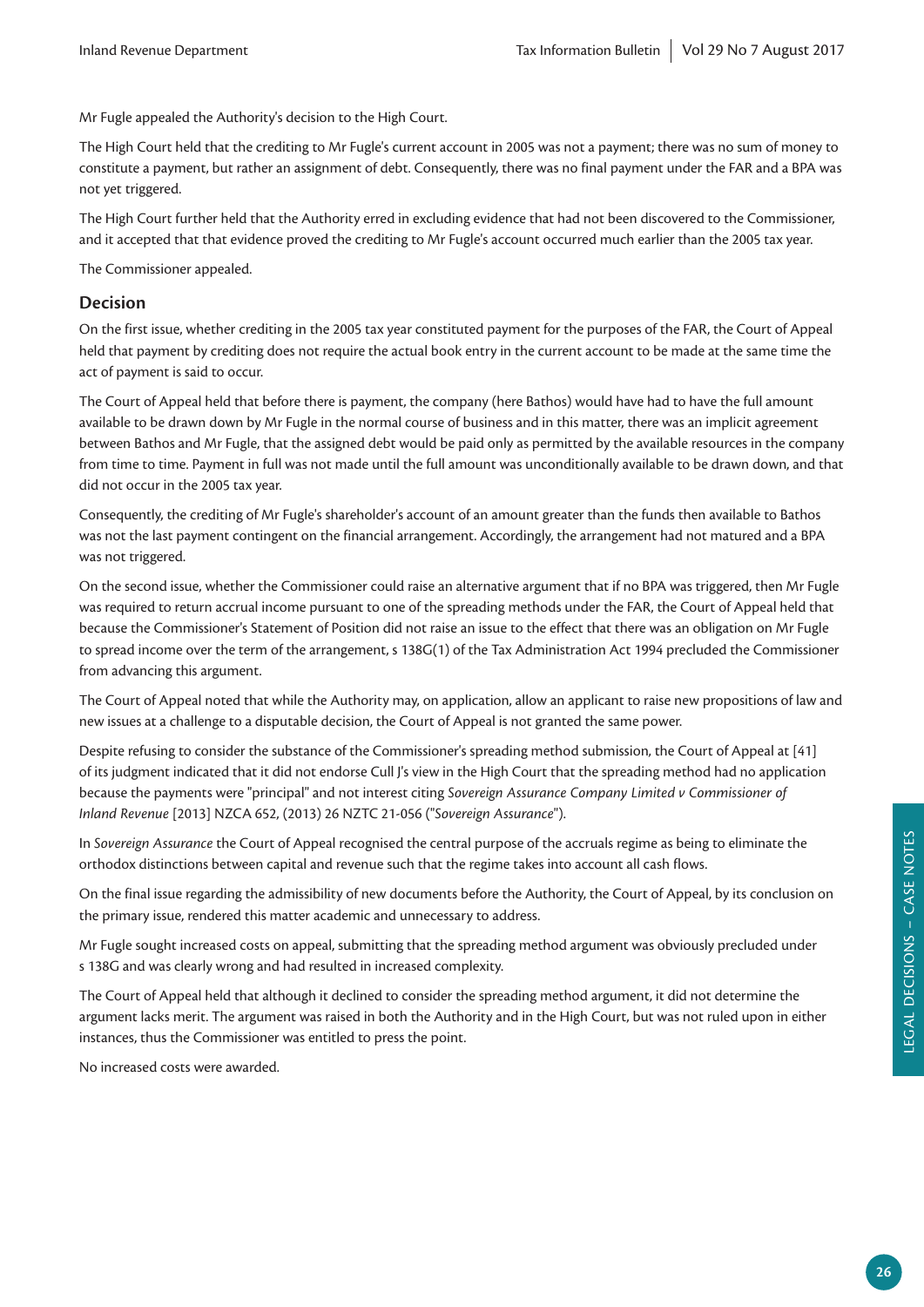Mr Fugle appealed the Authority's decision to the High Court.

The High Court held that the crediting to Mr Fugle's current account in 2005 was not a payment; there was no sum of money to constitute a payment, but rather an assignment of debt. Consequently, there was no final payment under the FAR and a BPA was not yet triggered.

The High Court further held that the Authority erred in excluding evidence that had not been discovered to the Commissioner, and it accepted that that evidence proved the crediting to Mr Fugle's account occurred much earlier than the 2005 tax year.

The Commissioner appealed.

### Decision

On the first issue, whether crediting in the 2005 tax year constituted payment for the purposes of the FAR, the Court of Appeal held that payment by crediting does not require the actual book entry in the current account to be made at the same time the act of payment is said to occur.

The Court of Appeal held that before there is payment, the company (here Bathos) would have had to have the full amount available to be drawn down by Mr Fugle in the normal course of business and in this matter, there was an implicit agreement between Bathos and Mr Fugle, that the assigned debt would be paid only as permitted by the available resources in the company from time to time. Payment in full was not made until the full amount was unconditionally available to be drawn down, and that did not occur in the 2005 tax year.

Consequently, the crediting of Mr Fugle's shareholder's account of an amount greater than the funds then available to Bathos was not the last payment contingent on the financial arrangement. Accordingly, the arrangement had not matured and a BPA was not triggered.

On the second issue, whether the Commissioner could raise an alternative argument that if no BPA was triggered, then Mr Fugle was required to return accrual income pursuant to one of the spreading methods under the FAR, the Court of Appeal held that because the Commissioner's Statement of Position did not raise an issue to the effect that there was an obligation on Mr Fugle to spread income over the term of the arrangement, s 138G(1) of the Tax Administration Act 1994 precluded the Commissioner from advancing this argument.

The Court of Appeal noted that while the Authority may, on application, allow an applicant to raise new propositions of law and new issues at a challenge to a disputable decision, the Court of Appeal is not granted the same power.

Despite refusing to consider the substance of the Commissioner's spreading method submission, the Court of Appeal at [41] of its judgment indicated that it did not endorse Cull J's view in the High Court that the spreading method had no application because the payments were "principal" and not interest citing *Sovereign Assurance Company Limited v Commissioner of Inland Revenue* [2013] NZCA 652, (2013) 26 NZTC 21-056 ("*Sovereign Assurance*").

In *Sovereign Assurance* the Court of Appeal recognised the central purpose of the accruals regime as being to eliminate the orthodox distinctions between capital and revenue such that the regime takes into account all cash flows.

On the final issue regarding the admissibility of new documents before the Authority, the Court of Appeal, by its conclusion on the primary issue, rendered this matter academic and unnecessary to address.

Mr Fugle sought increased costs on appeal, submitting that the spreading method argument was obviously precluded under s 138G and was clearly wrong and had resulted in increased complexity.

The Court of Appeal held that although it declined to consider the spreading method argument, it did not determine the argument lacks merit. The argument was raised in both the Authority and in the High Court, but was not ruled upon in either instances, thus the Commissioner was entitled to press the point.

No increased costs were awarded.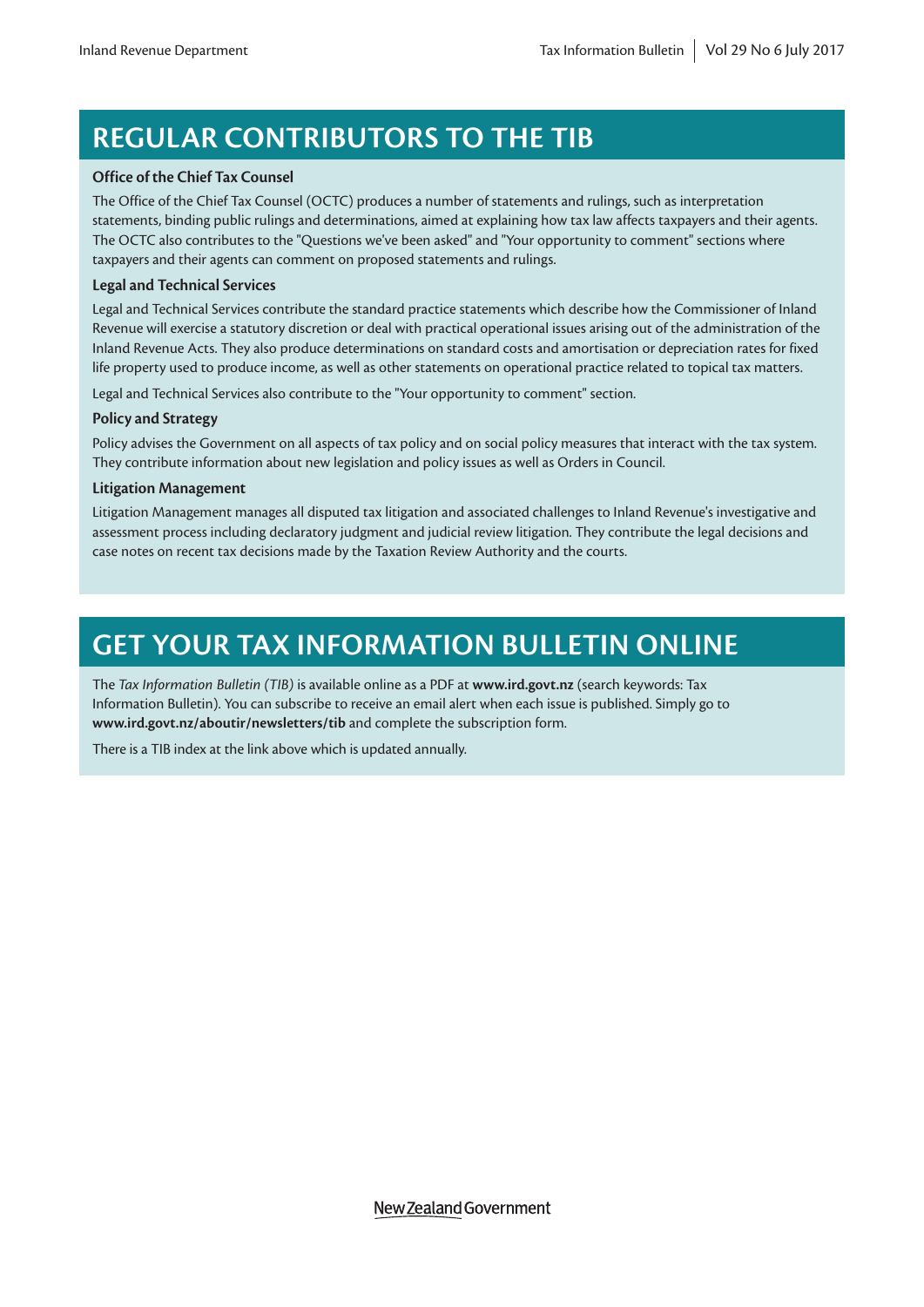# REGULAR CONTRIBUTORS TO THE TIB

### Office of the Chief Tax Counsel

The Office of the Chief Tax Counsel (OCTC) produces a number of statements and rulings, such as interpretation statements, binding public rulings and determinations, aimed at explaining how tax law affects taxpayers and their agents. The OCTC also contributes to the "Questions we've been asked" and "Your opportunity to comment" sections where taxpayers and their agents can comment on proposed statements and rulings.

### Legal and Technical Services

Legal and Technical Services contribute the standard practice statements which describe how the Commissioner of Inland Revenue will exercise a statutory discretion or deal with practical operational issues arising out of the administration of the Inland Revenue Acts. They also produce determinations on standard costs and amortisation or depreciation rates for fixed life property used to produce income, as well as other statements on operational practice related to topical tax matters.

Legal and Technical Services also contribute to the "Your opportunity to comment" section.

### Policy and Strategy

Policy advises the Government on all aspects of tax policy and on social policy measures that interact with the tax system. They contribute information about new legislation and policy issues as well as Orders in Council.

### Litigation Management

Litigation Management manages all disputed tax litigation and associated challenges to Inland Revenue's investigative and assessment process including declaratory judgment and judicial review litigation. They contribute the legal decisions and case notes on recent tax decisions made by the Taxation Review Authority and the courts.

# GET YOUR TAX INFORMATION BULLETIN ONLINE

The *Tax Information Bulletin (TIB)* is available online as a PDF at **www.ird.govt.nz** (search keywords: Tax Information Bulletin). You can subscribe to receive an email alert when each issue is published. Simply go to **www.ird.govt.nz/aboutir/newsletters/tib** and complete the subscription form.

There is a TIB index at the link above which is updated annually.

New Zealand Government